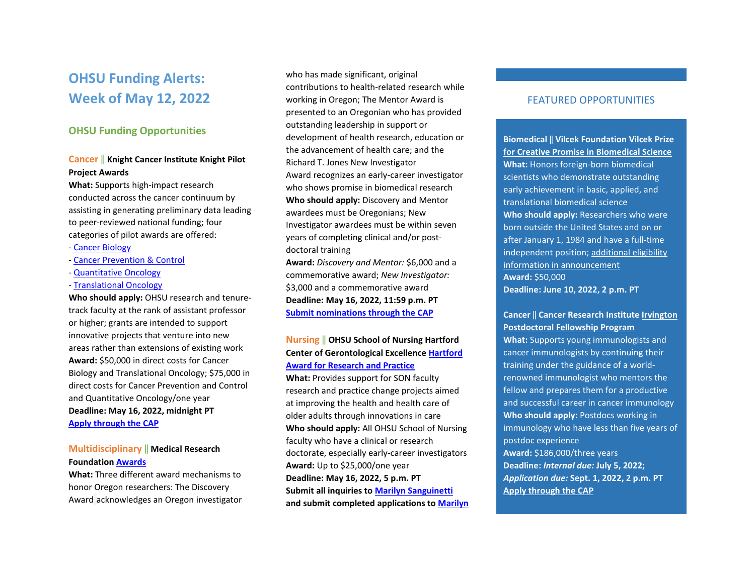# OHSU Funding Alerts: Week of May 12, 2022

## OHSU Funding Opportunities

**Cancer || Knight Cancer Institute Knight Pilot Project Awards**
**What:** Supports high-impact research conducted across the cancer continuum by assisting in generating preliminary data leading to peer-reviewed national funding; four categories of pilot awards are offered:
- Cancer Biology
- Cancer Prevention & Control
- Quantitative Oncology
- Translational Oncology

**Who should apply:** OHSU research and tenure-track faculty at the rank of assistant professor or higher; grants are intended to support innovative projects that venture into new areas rather than extensions of existing work
**Award:** $50,000 in direct costs for Cancer Biology and Translational Oncology; $75,000 in direct costs for Cancer Prevention and Control and Quantitative Oncology/one year
**Deadline: May 16, 2022, midnight PT**
**Apply through the CAP**

**Multidisciplinary || Medical Research Foundation Awards**
**What:** Three different award mechanisms to honor Oregon researchers: The Discovery Award acknowledges an Oregon investigator who has made significant, original contributions to health-related research while working in Oregon; The Mentor Award is presented to an Oregonian who has provided outstanding leadership in support or development of health research, education or the advancement of health care; and the Richard T. Jones New Investigator Award recognizes an early-career investigator who shows promise in biomedical research
**Who should apply:** Discovery and Mentor awardees must be Oregonians; New Investigator awardees must be within seven years of completing clinical and/or post-doctoral training
**Award:** *Discovery and Mentor:* $6,000 and a commemorative award; *New Investigator:* $3,000 and a commemorative award
**Deadline: May 16, 2022, 11:59 p.m. PT**
**Submit nominations through the CAP**

**Nursing || OHSU School of Nursing Hartford Center of Gerontological Excellence Hartford Award for Research and Practice**
**What:** Provides support for SON faculty research and practice change projects aimed at improving the health and health care of older adults through innovations in care
**Who should apply:** All OHSU School of Nursing faculty who have a clinical or research doctorate, especially early-career investigators
**Award:** Up to $25,000/one year
**Deadline: May 16, 2022, 5 p.m. PT**
**Submit all inquiries to Marilyn Sanguinetti and submit completed applications to Marilyn**

## FEATURED OPPORTUNITIES

**Biomedical || Vilcek Foundation Vilcek Prize for Creative Promise in Biomedical Science**
**What:** Honors foreign-born biomedical scientists who demonstrate outstanding early achievement in basic, applied, and translational biomedical science
**Who should apply:** Researchers who were born outside the United States and on or after January 1, 1984 and have a full-time independent position; additional eligibility information in announcement
**Award:** $50,000
**Deadline: June 10, 2022, 2 p.m. PT**

**Cancer || Cancer Research Institute Irvington Postdoctoral Fellowship Program**
**What:** Supports young immunologists and cancer immunologists by continuing their training under the guidance of a world-renowned immunologist who mentors the fellow and prepares them for a productive and successful career in cancer immunology
**Who should apply:** Postdocs working in immunology who have less than five years of postdoc experience
**Award:** $186,000/three years
**Deadline:** ***Internal due:*** **July 5, 2022;** ***Application due:*** **Sept. 1, 2022, 2 p.m. PT**
**Apply through the CAP**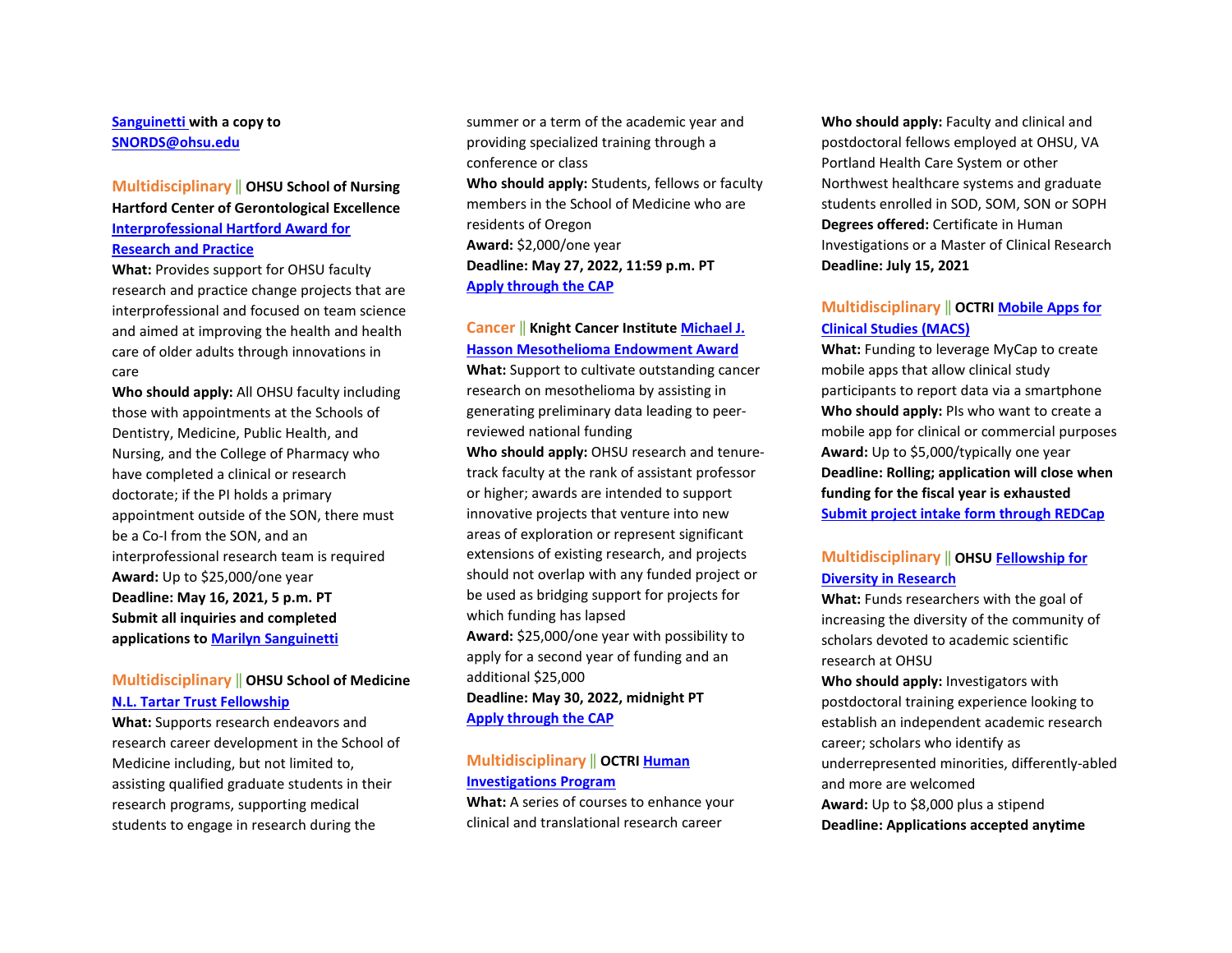**Sanguinetti with a copy to SNORDS@ohsu.edu**

**Multidisciplinary || OHSU School of Nursing Hartford Center of Gerontological Excellence Interprofessional Hartford Award for Research and Practice**

**What:** Provides support for OHSU faculty research and practice change projects that are interprofessional and focused on team science and aimed at improving the health and health care of older adults through innovations in care

**Who should apply:** All OHSU faculty including those with appointments at the Schools of Dentistry, Medicine, Public Health, and Nursing, and the College of Pharmacy who have completed a clinical or research doctorate; if the PI holds a primary appointment outside of the SON, there must be a Co-I from the SON, and an interprofessional research team is required

**Award:** Up to $25,000/one year

**Deadline: May 16, 2021, 5 p.m. PT**

**Submit all inquiries and completed applications to Marilyn Sanguinetti**

**Multidisciplinary || OHSU School of Medicine N.L. Tartar Trust Fellowship**

**What:** Supports research endeavors and research career development in the School of Medicine including, but not limited to, assisting qualified graduate students in their research programs, supporting medical students to engage in research during the summer or a term of the academic year and providing specialized training through a conference or class

**Who should apply:** Students, fellows or faculty members in the School of Medicine who are residents of Oregon

**Award:** $2,000/one year

**Deadline: May 27, 2022, 11:59 p.m. PT**

**Apply through the CAP**

**Cancer || Knight Cancer Institute Michael J. Hasson Mesothelioma Endowment Award**

**What:** Support to cultivate outstanding cancer research on mesothelioma by assisting in generating preliminary data leading to peer-reviewed national funding

**Who should apply:** OHSU research and tenure-track faculty at the rank of assistant professor or higher; awards are intended to support innovative projects that venture into new areas of exploration or represent significant extensions of existing research, and projects should not overlap with any funded project or be used as bridging support for projects for which funding has lapsed

**Award:** $25,000/one year with possibility to apply for a second year of funding and an additional $25,000

**Deadline: May 30, 2022, midnight PT**

**Apply through the CAP**

**Multidisciplinary || OCTRI Human Investigations Program**

**What:** A series of courses to enhance your clinical and translational research career

**Who should apply:** Faculty and clinical and postdoctoral fellows employed at OHSU, VA Portland Health Care System or other Northwest healthcare systems and graduate students enrolled in SOD, SOM, SON or SOPH

**Degrees offered:** Certificate in Human Investigations or a Master of Clinical Research

**Deadline: July 15, 2021**

**Multidisciplinary || OCTRI Mobile Apps for Clinical Studies (MACS)**

**What:** Funding to leverage MyCap to create mobile apps that allow clinical study participants to report data via a smartphone

**Who should apply:** PIs who want to create a mobile app for clinical or commercial purposes

**Award:** Up to $5,000/typically one year

**Deadline: Rolling; application will close when funding for the fiscal year is exhausted**

**Submit project intake form through REDCap**

**Multidisciplinary || OHSU Fellowship for Diversity in Research**

**What:** Funds researchers with the goal of increasing the diversity of the community of scholars devoted to academic scientific research at OHSU

**Who should apply:** Investigators with postdoctoral training experience looking to establish an independent academic research career; scholars who identify as underrepresented minorities, differently-abled and more are welcomed

**Award:** Up to $8,000 plus a stipend

**Deadline: Applications accepted anytime**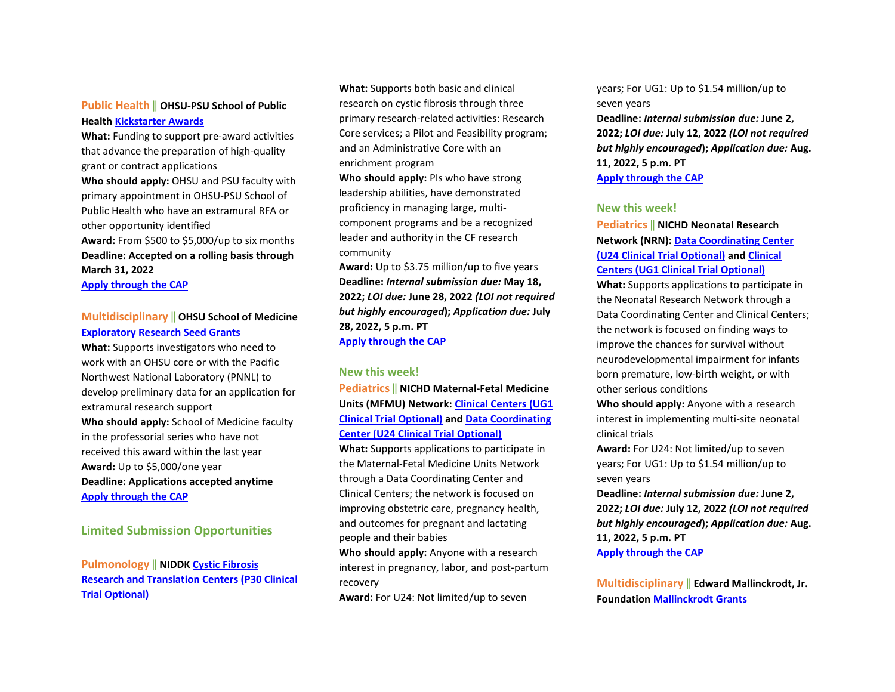**Public Health** || **OHSU-PSU School of Public Health Kickstarter Awards**
**What:** Funding to support pre-award activities that advance the preparation of high-quality grant or contract applications
**Who should apply:** OHSU and PSU faculty with primary appointment in OHSU-PSU School of Public Health who have an extramural RFA or other opportunity identified
**Award:** From $500 to $5,000/up to six months
**Deadline: Accepted on a rolling basis through March 31, 2022**
Apply through the CAP

**Multidisciplinary** || **OHSU School of Medicine Exploratory Research Seed Grants**
**What:** Supports investigators who need to work with an OHSU core or with the Pacific Northwest National Laboratory (PNNL) to develop preliminary data for an application for extramural research support
**Who should apply:** School of Medicine faculty in the professorial series who have not received this award within the last year
**Award:** Up to $5,000/one year
**Deadline: Applications accepted anytime**
Apply through the CAP

## Limited Submission Opportunities

**Pulmonology** || **NIDDK Cystic Fibrosis Research and Translation Centers (P30 Clinical Trial Optional)**
**What:** Supports both basic and clinical research on cystic fibrosis through three primary research-related activities: Research Core services; a Pilot and Feasibility program; and an Administrative Core with an enrichment program
**Who should apply:** PIs who have strong leadership abilities, have demonstrated proficiency in managing large, multi-component programs and be a recognized leader and authority in the CF research community
**Award:** Up to $3.75 million/up to five years
**Deadline:** ***Internal submission due:*** **May 18, 2022;** ***LOI due:*** **June 28, 2022** ***(LOI not required but highly encouraged*****);** ***Application due:*** **July 28, 2022, 5 p.m. PT**
Apply through the CAP

**New this week!**
**Pediatrics** || **NICHD Maternal-Fetal Medicine Units (MFMU) Network: Clinical Centers (UG1 Clinical Trial Optional) and Data Coordinating Center (U24 Clinical Trial Optional)**
**What:** Supports applications to participate in the Maternal-Fetal Medicine Units Network through a Data Coordinating Center and Clinical Centers; the network is focused on improving obstetric care, pregnancy health, and outcomes for pregnant and lactating people and their babies
**Who should apply:** Anyone with a research interest in pregnancy, labor, and post-partum recovery
**Award:** For U24: Not limited/up to seven years; For UG1: Up to $1.54 million/up to seven years
**Deadline:** ***Internal submission due:*** **June 2, 2022;** ***LOI due:*** **July 12, 2022** ***(LOI not required but highly encouraged*****);** ***Application due:*** **Aug. 11, 2022, 5 p.m. PT**
Apply through the CAP

**New this week!**
**Pediatrics** || **NICHD Neonatal Research Network (NRN): Data Coordinating Center (U24 Clinical Trial Optional) and Clinical Centers (UG1 Clinical Trial Optional)**
**What:** Supports applications to participate in the Neonatal Research Network through a Data Coordinating Center and Clinical Centers; the network is focused on finding ways to improve the chances for survival without neurodevelopmental impairment for infants born premature, low-birth weight, or with other serious conditions
**Who should apply:** Anyone with a research interest in implementing multi-site neonatal clinical trials
**Award:** For U24: Not limited/up to seven years; For UG1: Up to $1.54 million/up to seven years
**Deadline:** ***Internal submission due:*** **June 2, 2022;** ***LOI due:*** **July 12, 2022** ***(LOI not required but highly encouraged*****);** ***Application due:*** **Aug. 11, 2022, 5 p.m. PT**
Apply through the CAP

**Multidisciplinary** || **Edward Mallinckrodt, Jr. Foundation Mallinckrodt Grants**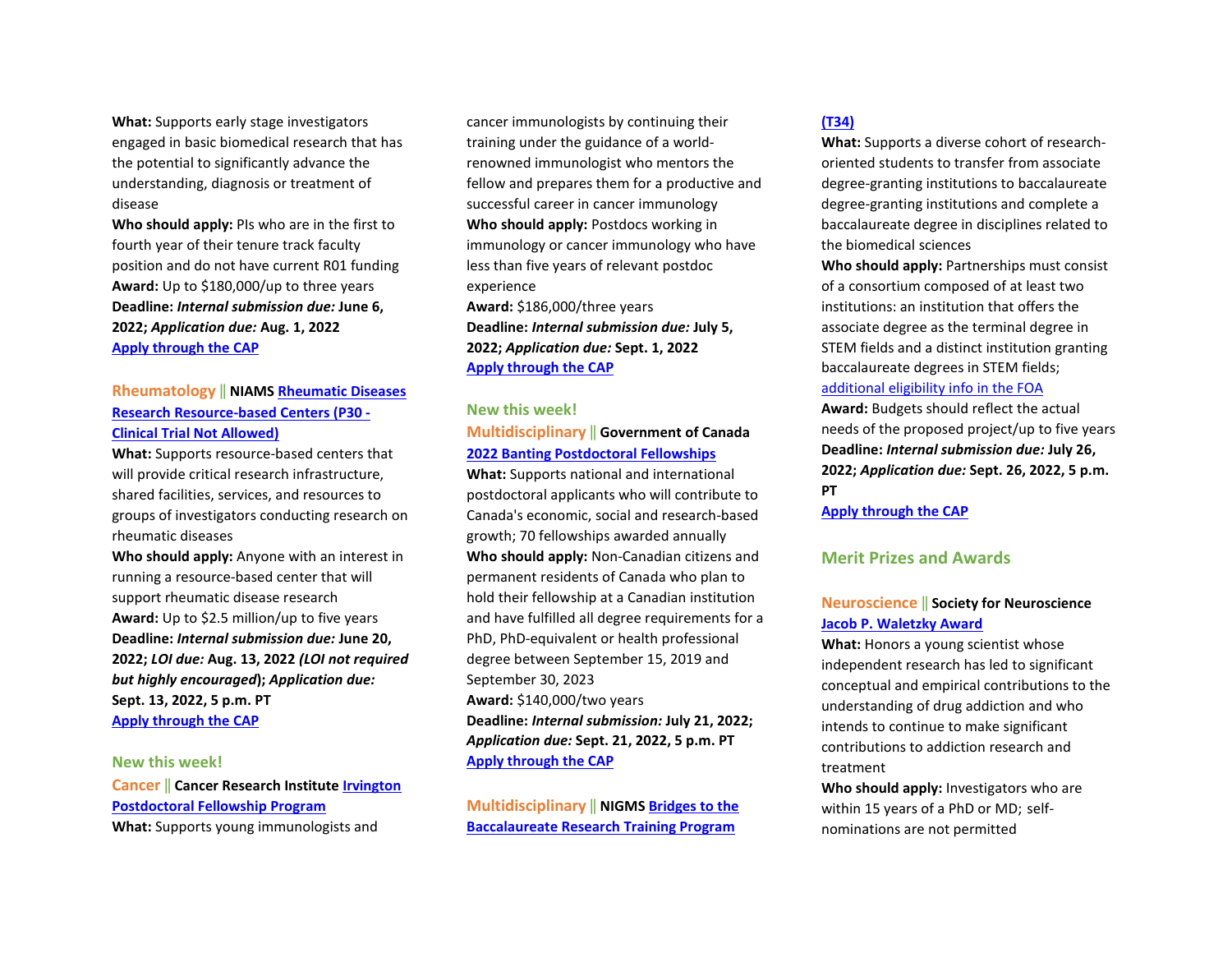**What:** Supports early stage investigators engaged in basic biomedical research that has the potential to significantly advance the understanding, diagnosis or treatment of disease
**Who should apply:** PIs who are in the first to fourth year of their tenure track faculty position and do not have current R01 funding
**Award:** Up to $180,000/up to three years
**Deadline:** ***Internal submission due:*** **June 6, 2022;** ***Application due:*** **Aug. 1, 2022**
[Apply through the CAP]()

**Rheumatology || NIAMS [Rheumatic Diseases Research Resource-based Centers (P30 - Clinical Trial Not Allowed)]()**
**What:** Supports resource-based centers that will provide critical research infrastructure, shared facilities, services, and resources to groups of investigators conducting research on rheumatic diseases
**Who should apply:** Anyone with an interest in running a resource-based center that will support rheumatic disease research
**Award:** Up to $2.5 million/up to five years
**Deadline:** ***Internal submission due:*** **June 20, 2022;** ***LOI due:*** **Aug. 13, 2022** ***(LOI not required but highly encouraged*****);** ***Application due:*** **Sept. 13, 2022, 5 p.m. PT**
[Apply through the CAP]()

**New this week!**
**Cancer || Cancer Research Institute [Irvington Postdoctoral Fellowship Program]()**
**What:** Supports young immunologists and cancer immunologists by continuing their training under the guidance of a world-renowned immunologist who mentors the fellow and prepares them for a productive and successful career in cancer immunology
**Who should apply:** Postdocs working in immunology or cancer immunology who have less than five years of relevant postdoc experience
**Award:** $186,000/three years
**Deadline:** ***Internal submission due:*** **July 5, 2022;** ***Application due:*** **Sept. 1, 2022**
[Apply through the CAP]()

**New this week!**
**Multidisciplinary || Government of Canada [2022 Banting Postdoctoral Fellowships]()**
**What:** Supports national and international postdoctoral applicants who will contribute to Canada's economic, social and research-based growth; 70 fellowships awarded annually
**Who should apply:** Non-Canadian citizens and permanent residents of Canada who plan to hold their fellowship at a Canadian institution and have fulfilled all degree requirements for a PhD, PhD-equivalent or health professional degree between September 15, 2019 and September 30, 2023
**Award:** $140,000/two years
**Deadline:** ***Internal submission:*** **July 21, 2022;** ***Application due:*** **Sept. 21, 2022, 5 p.m. PT**
[Apply through the CAP]()

**Multidisciplinary || NIGMS [Bridges to the Baccalaureate Research Training Program (T34)]()**
**What:** Supports a diverse cohort of research-oriented students to transfer from associate degree-granting institutions to baccalaureate degree-granting institutions and complete a baccalaureate degree in disciplines related to the biomedical sciences
**Who should apply:** Partnerships must consist of a consortium composed of at least two institutions: an institution that offers the associate degree as the terminal degree in STEM fields and a distinct institution granting baccalaureate degrees in STEM fields; [additional eligibility info in the FOA]()
**Award:** Budgets should reflect the actual needs of the proposed project/up to five years
**Deadline:** ***Internal submission due:*** **July 26, 2022;** ***Application due:*** **Sept. 26, 2022, 5 p.m. PT**
[Apply through the CAP]()

## Merit Prizes and Awards

**Neuroscience || Society for Neuroscience [Jacob P. Waletzky Award]()**
**What:** Honors a young scientist whose independent research has led to significant conceptual and empirical contributions to the understanding of drug addiction and who intends to continue to make significant contributions to addiction research and treatment
**Who should apply:** Investigators who are within 15 years of a PhD or MD; self-nominations are not permitted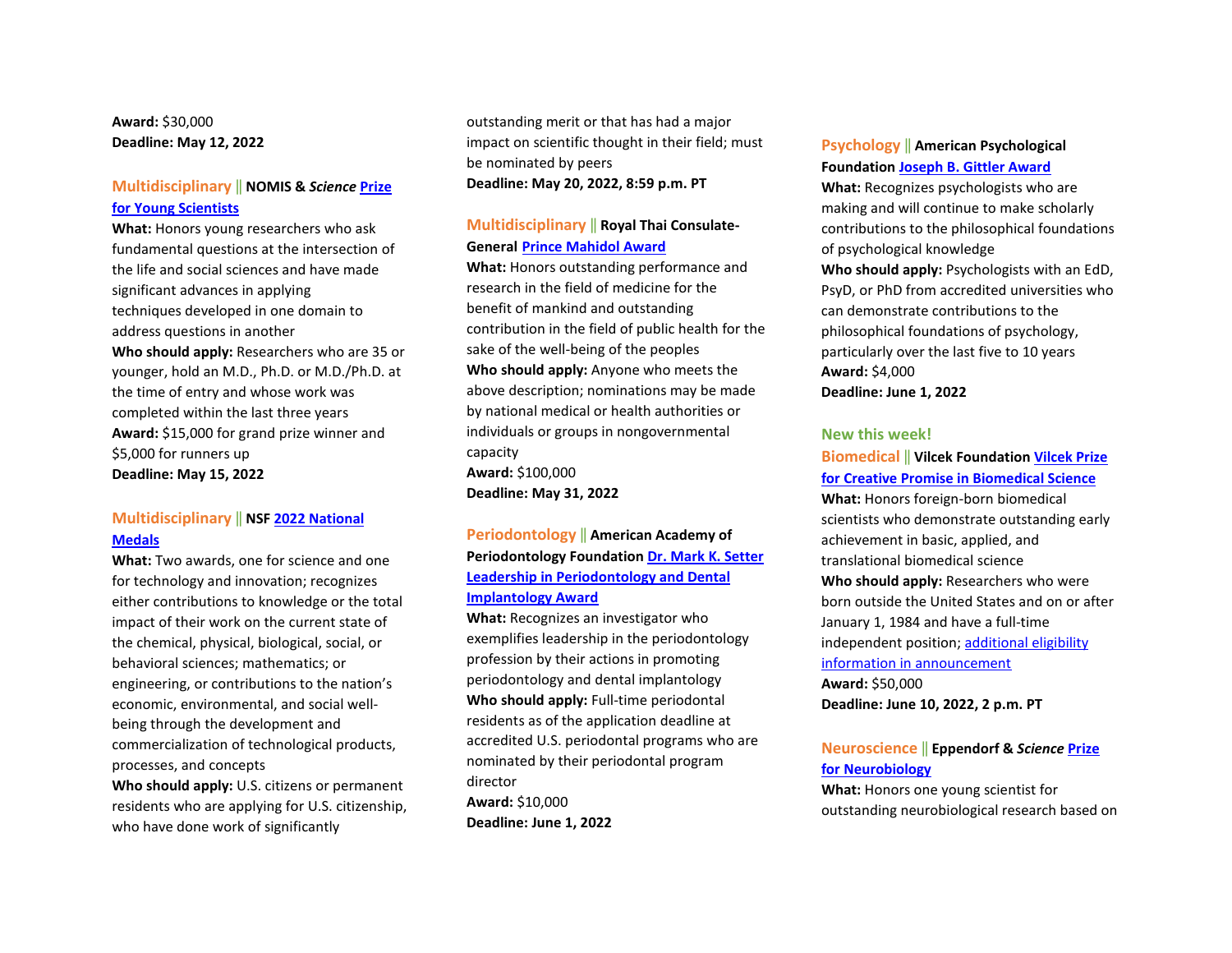**Award:** $30,000
**Deadline: May 12, 2022**

**Multidisciplinary || NOMIS & *Science* Prize for Young Scientists**
**What:** Honors young researchers who ask fundamental questions at the intersection of the life and social sciences and have made significant advances in applying techniques developed in one domain to address questions in another
**Who should apply:** Researchers who are 35 or younger, hold an M.D., Ph.D. or M.D./Ph.D. at the time of entry and whose work was completed within the last three years
**Award:** $15,000 for grand prize winner and $5,000 for runners up
**Deadline: May 15, 2022**

**Multidisciplinary || NSF 2022 National Medals**
**What:** Two awards, one for science and one for technology and innovation; recognizes either contributions to knowledge or the total impact of their work on the current state of the chemical, physical, biological, social, or behavioral sciences; mathematics; or engineering, or contributions to the nation's economic, environmental, and social well-being through the development and commercialization of technological products, processes, and concepts
**Who should apply:** U.S. citizens or permanent residents who are applying for U.S. citizenship, who have done work of significantly outstanding merit or that has had a major impact on scientific thought in their field; must be nominated by peers
**Deadline: May 20, 2022, 8:59 p.m. PT**

**Multidisciplinary || Royal Thai Consulate-General Prince Mahidol Award**
**What:** Honors outstanding performance and research in the field of medicine for the benefit of mankind and outstanding contribution in the field of public health for the sake of the well-being of the peoples
**Who should apply:** Anyone who meets the above description; nominations may be made by national medical or health authorities or individuals or groups in nongovernmental capacity
**Award:** $100,000
**Deadline: May 31, 2022**

**Periodontology || American Academy of Periodontology Foundation Dr. Mark K. Setter Leadership in Periodontology and Dental Implantology Award**
**What:** Recognizes an investigator who exemplifies leadership in the periodontology profession by their actions in promoting periodontology and dental implantology
**Who should apply:** Full-time periodontal residents as of the application deadline at accredited U.S. periodontal programs who are nominated by their periodontal program director
**Award:** $10,000
**Deadline: June 1, 2022**

**Psychology || American Psychological Foundation Joseph B. Gittler Award**
**What:** Recognizes psychologists who are making and will continue to make scholarly contributions to the philosophical foundations of psychological knowledge
**Who should apply:** Psychologists with an EdD, PsyD, or PhD from accredited universities who can demonstrate contributions to the philosophical foundations of psychology, particularly over the last five to 10 years
**Award:** $4,000
**Deadline: June 1, 2022**

**New this week!**
**Biomedical || Vilcek Foundation Vilcek Prize for Creative Promise in Biomedical Science**
**What:** Honors foreign-born biomedical scientists who demonstrate outstanding early achievement in basic, applied, and translational biomedical science
**Who should apply:** Researchers who were born outside the United States and on or after January 1, 1984 and have a full-time independent position; additional eligibility information in announcement
**Award:** $50,000
**Deadline: June 10, 2022, 2 p.m. PT**

**Neuroscience || Eppendorf & *Science* Prize for Neurobiology**
**What:** Honors one young scientist for outstanding neurobiological research based on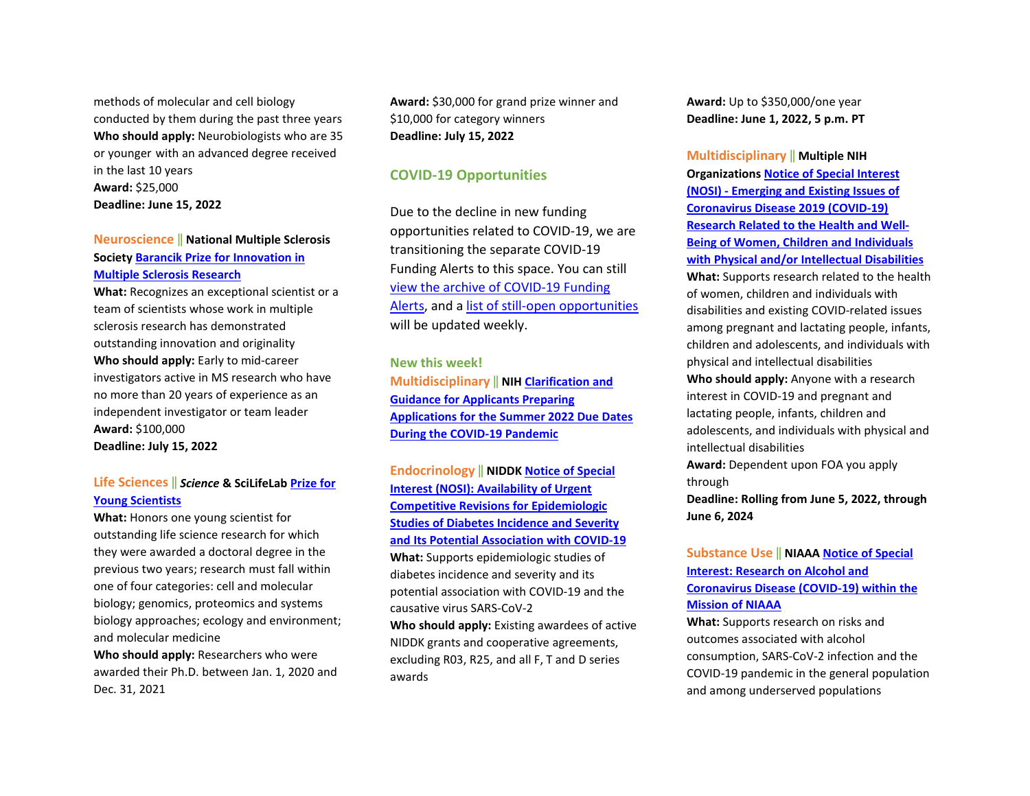methods of molecular and cell biology conducted by them during the past three years
**Who should apply:** Neurobiologists who are 35 or younger with an advanced degree received in the last 10 years
**Award:** $25,000
**Deadline: June 15, 2022**

**Neuroscience || National Multiple Sclerosis Society Barancik Prize for Innovation in Multiple Sclerosis Research**
**What:** Recognizes an exceptional scientist or a team of scientists whose work in multiple sclerosis research has demonstrated outstanding innovation and originality
**Who should apply:** Early to mid-career investigators active in MS research who have no more than 20 years of experience as an independent investigator or team leader
**Award:** $100,000
**Deadline: July 15, 2022**

**Life Sciences || *Science* & SciLifeLab Prize for Young Scientists**
**What:** Honors one young scientist for outstanding life science research for which they were awarded a doctoral degree in the previous two years; research must fall within one of four categories: cell and molecular biology; genomics, proteomics and systems biology approaches; ecology and environment; and molecular medicine
**Who should apply:** Researchers who were awarded their Ph.D. between Jan. 1, 2020 and Dec. 31, 2021
**Award:** $30,000 for grand prize winner and $10,000 for category winners
**Deadline: July 15, 2022**

## COVID-19 Opportunities

Due to the decline in new funding opportunities related to COVID-19, we are transitioning the separate COVID-19 Funding Alerts to this space. You can still view the archive of COVID-19 Funding Alerts, and a list of still-open opportunities will be updated weekly.

**New this week!**

**Multidisciplinary || NIH Clarification and Guidance for Applicants Preparing Applications for the Summer 2022 Due Dates During the COVID-19 Pandemic**

**Endocrinology || NIDDK Notice of Special Interest (NOSI): Availability of Urgent Competitive Revisions for Epidemiologic Studies of Diabetes Incidence and Severity and Its Potential Association with COVID-19**
**What:** Supports epidemiologic studies of diabetes incidence and severity and its potential association with COVID-19 and the causative virus SARS-CoV-2
**Who should apply:** Existing awardees of active NIDDK grants and cooperative agreements, excluding R03, R25, and all F, T and D series awards
**Award:** Up to $350,000/one year
**Deadline: June 1, 2022, 5 p.m. PT**

**Multidisciplinary || Multiple NIH Organizations Notice of Special Interest (NOSI) - Emerging and Existing Issues of Coronavirus Disease 2019 (COVID-19) Research Related to the Health and Well-Being of Women, Children and Individuals with Physical and/or Intellectual Disabilities**
**What:** Supports research related to the health of women, children and individuals with disabilities and existing COVID-related issues among pregnant and lactating people, infants, children and adolescents, and individuals with physical and intellectual disabilities
**Who should apply:** Anyone with a research interest in COVID-19 and pregnant and lactating people, infants, children and adolescents, and individuals with physical and intellectual disabilities
**Award:** Dependent upon FOA you apply through
**Deadline: Rolling from June 5, 2022, through June 6, 2024**

**Substance Use || NIAAA Notice of Special Interest: Research on Alcohol and Coronavirus Disease (COVID-19) within the Mission of NIAAA**
**What:** Supports research on risks and outcomes associated with alcohol consumption, SARS-CoV-2 infection and the COVID-19 pandemic in the general population and among underserved populations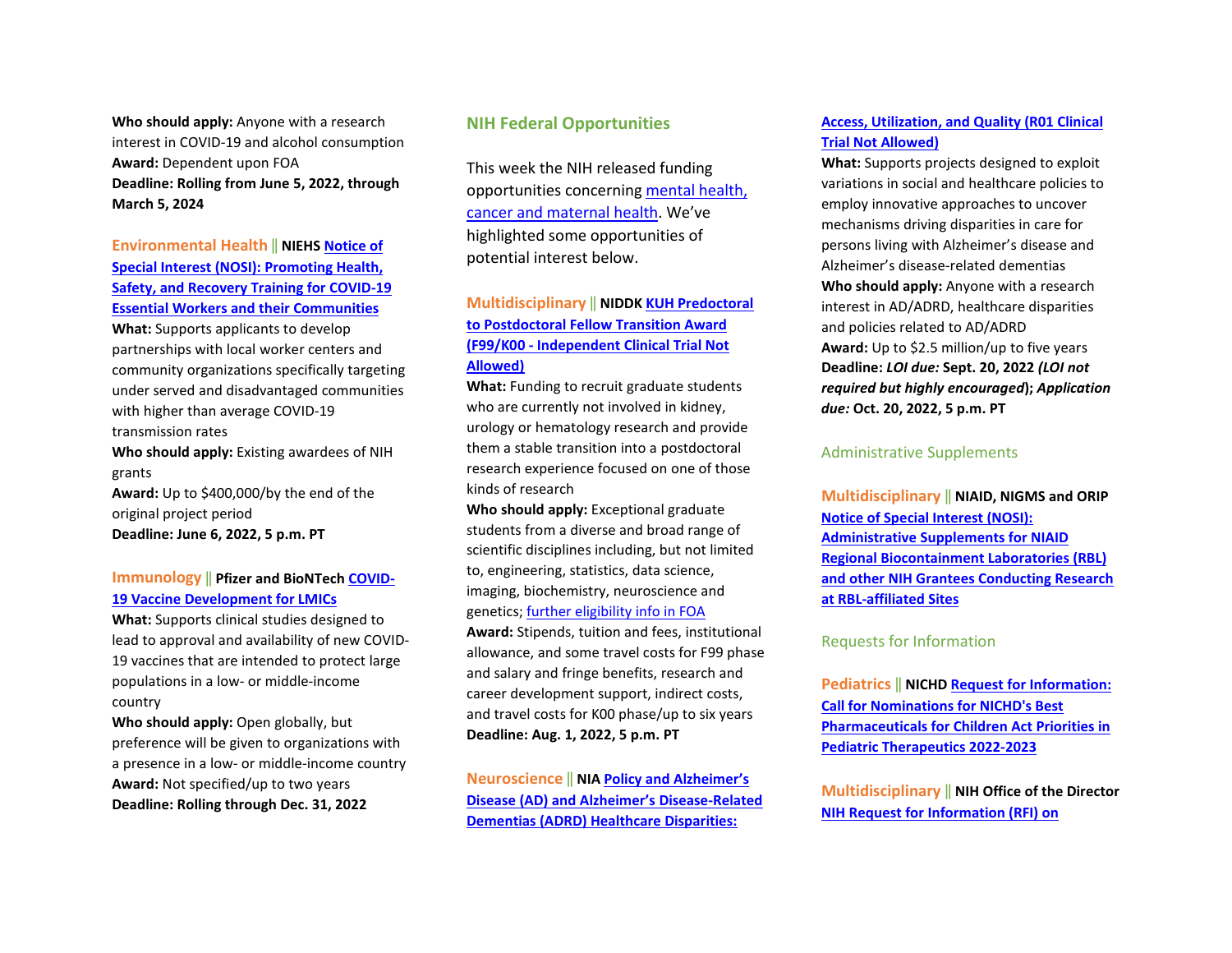**Who should apply:** Anyone with a research interest in COVID-19 and alcohol consumption
**Award:** Dependent upon FOA
**Deadline: Rolling from June 5, 2022, through March 5, 2024**

Environmental Health || **NIEHS** Notice of Special Interest (NOSI): Promoting Health, Safety, and Recovery Training for COVID-19 Essential Workers and their Communities
**What:** Supports applicants to develop partnerships with local worker centers and community organizations specifically targeting under served and disadvantaged communities with higher than average COVID-19 transmission rates
**Who should apply:** Existing awardees of NIH grants
**Award:** Up to $400,000/by the end of the original project period
**Deadline: June 6, 2022, 5 p.m. PT**

Immunology || **Pfizer and BioNTech** COVID-19 Vaccine Development for LMICs
**What:** Supports clinical studies designed to lead to approval and availability of new COVID-19 vaccines that are intended to protect large populations in a low- or middle-income country
**Who should apply:** Open globally, but preference will be given to organizations with a presence in a low- or middle-income country
**Award:** Not specified/up to two years
**Deadline: Rolling through Dec. 31, 2022**

## NIH Federal Opportunities

This week the NIH released funding opportunities concerning mental health, cancer and maternal health. We've highlighted some opportunities of potential interest below.

Multidisciplinary || **NIDDK** KUH Predoctoral to Postdoctoral Fellow Transition Award (F99/K00 - Independent Clinical Trial Not Allowed)
**What:** Funding to recruit graduate students who are currently not involved in kidney, urology or hematology research and provide them a stable transition into a postdoctoral research experience focused on one of those kinds of research
**Who should apply:** Exceptional graduate students from a diverse and broad range of scientific disciplines including, but not limited to, engineering, statistics, data science, imaging, biochemistry, neuroscience and genetics; further eligibility info in FOA
**Award:** Stipends, tuition and fees, institutional allowance, and some travel costs for F99 phase and salary and fringe benefits, research and career development support, indirect costs, and travel costs for K00 phase/up to six years
**Deadline: Aug. 1, 2022, 5 p.m. PT**

Neuroscience || **NIA** Policy and Alzheimer's Disease (AD) and Alzheimer's Disease-Related Dementias (ADRD) Healthcare Disparities: Access, Utilization, and Quality (R01 Clinical Trial Not Allowed)
**What:** Supports projects designed to exploit variations in social and healthcare policies to employ innovative approaches to uncover mechanisms driving disparities in care for persons living with Alzheimer's disease and Alzheimer's disease-related dementias
**Who should apply:** Anyone with a research interest in AD/ADRD, healthcare disparities and policies related to AD/ADRD
**Award:** Up to $2.5 million/up to five years
**Deadline: *LOI due:* Sept. 20, 2022 *(LOI not required but highly encouraged)*; *Application due:* Oct. 20, 2022, 5 p.m. PT**

### Administrative Supplements

Multidisciplinary || **NIAID, NIGMS and ORIP** Notice of Special Interest (NOSI): Administrative Supplements for NIAID Regional Biocontainment Laboratories (RBL) and other NIH Grantees Conducting Research at RBL-affiliated Sites

### Requests for Information

Pediatrics || **NICHD** Request for Information: Call for Nominations for NICHD's Best Pharmaceuticals for Children Act Priorities in Pediatric Therapeutics 2022-2023

Multidisciplinary || **NIH Office of the Director** NIH Request for Information (RFI) on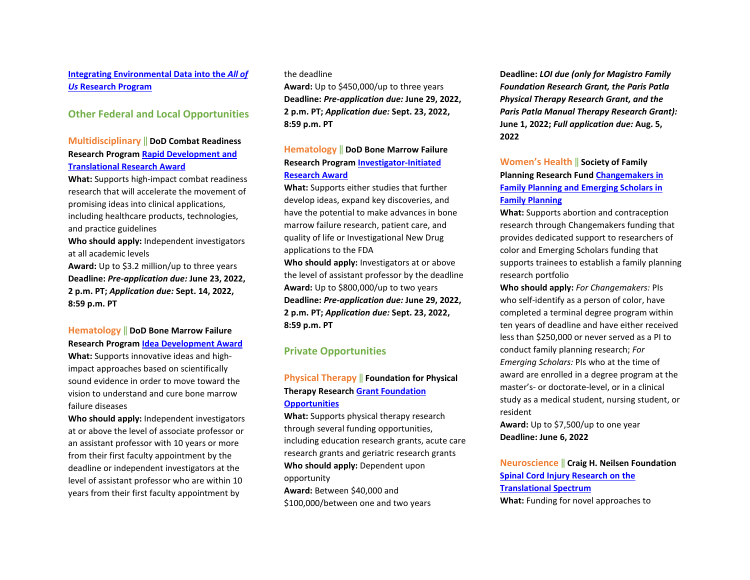[Integrating Environmental Data into the *All of Us* Research Program]

## Other Federal and Local Opportunities

**Multidisciplinary || DoD Combat Readiness Research Program [Rapid Development and Translational Research Award]**
**What:** Supports high-impact combat readiness research that will accelerate the movement of promising ideas into clinical applications, including healthcare products, technologies, and practice guidelines
**Who should apply:** Independent investigators at all academic levels
**Award:** Up to $3.2 million/up to three years
**Deadline:** ***Pre-application due:* June 23, 2022, 2 p.m. PT; *Application due:* Sept. 14, 2022, 8:59 p.m. PT**

**Hematology || DoD Bone Marrow Failure Research Program [Idea Development Award]**
**What:** Supports innovative ideas and high-impact approaches based on scientifically sound evidence in order to move toward the vision to understand and cure bone marrow failure diseases
**Who should apply:** Independent investigators at or above the level of associate professor or an assistant professor with 10 years or more from their first faculty appointment by the deadline or independent investigators at the level of assistant professor who are within 10 years from their first faculty appointment by the deadline
**Award:** Up to $450,000/up to three years
**Deadline:** ***Pre-application due:* June 29, 2022, 2 p.m. PT; *Application due:* Sept. 23, 2022, 8:59 p.m. PT**

**Hematology || DoD Bone Marrow Failure Research Program [Investigator-Initiated Research Award]**
**What:** Supports either studies that further develop ideas, expand key discoveries, and have the potential to make advances in bone marrow failure research, patient care, and quality of life or Investigational New Drug applications to the FDA
**Who should apply:** Investigators at or above the level of assistant professor by the deadline
**Award:** Up to $800,000/up to two years
**Deadline:** ***Pre-application due:* June 29, 2022, 2 p.m. PT; *Application due:* Sept. 23, 2022, 8:59 p.m. PT**

## Private Opportunities

**Physical Therapy || Foundation for Physical Therapy Research [Grant Foundation Opportunities]**
**What:** Supports physical therapy research through several funding opportunities, including education research grants, acute care research grants and geriatric research grants
**Who should apply:** Dependent upon opportunity
**Award:** Between $40,000 and $100,000/between one and two years
**Deadline:** ***LOI due (only for Magistro Family Foundation Research Grant, the Paris Patla Physical Therapy Research Grant, and the Paris Patla Manual Therapy Research Grant):* June 1, 2022; *Full application due:* Aug. 5, 2022**

**Women's Health || Society of Family Planning Research Fund [Changemakers in Family Planning and Emerging Scholars in Family Planning]**
**What:** Supports abortion and contraception research through Changemakers funding that provides dedicated support to researchers of color and Emerging Scholars funding that supports trainees to establish a family planning research portfolio
**Who should apply:** *For Changemakers:* PIs who self-identify as a person of color, have completed a terminal degree program within ten years of deadline and have either received less than $250,000 or never served as a PI to conduct family planning research; *For Emerging Scholars:* PIs who at the time of award are enrolled in a degree program at the master's- or doctorate-level, or in a clinical study as a medical student, nursing student, or resident
**Award:** Up to $7,500/up to one year
**Deadline: June 6, 2022**

**Neuroscience || Craig H. Neilsen Foundation [Spinal Cord Injury Research on the Translational Spectrum]**
**What:** Funding for novel approaches to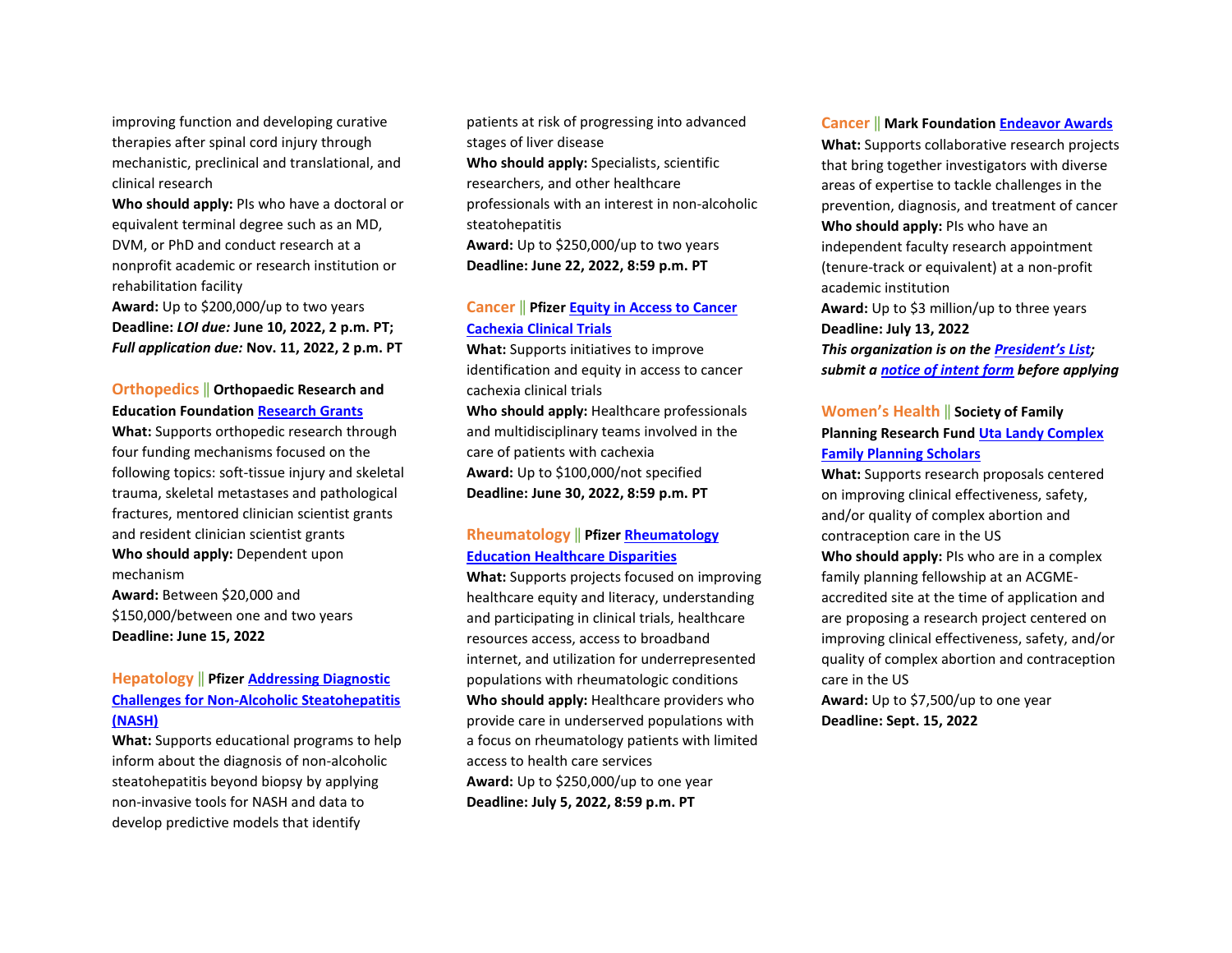improving function and developing curative therapies after spinal cord injury through mechanistic, preclinical and translational, and clinical research

**Who should apply:** PIs who have a doctoral or equivalent terminal degree such as an MD, DVM, or PhD and conduct research at a nonprofit academic or research institution or rehabilitation facility

**Award:** Up to $200,000/up to two years

**Deadline:** ***LOI due:*** **June 10, 2022, 2 p.m. PT;** ***Full application due:*** **Nov. 11, 2022, 2 p.m. PT**

**Orthopedics || Orthopaedic Research and Education Foundation Research Grants**

**What:** Supports orthopedic research through four funding mechanisms focused on the following topics: soft-tissue injury and skeletal trauma, skeletal metastases and pathological fractures, mentored clinician scientist grants and resident clinician scientist grants

**Who should apply:** Dependent upon mechanism

**Award:** Between $20,000 and $150,000/between one and two years

**Deadline: June 15, 2022**

**Hepatology || Pfizer Addressing Diagnostic Challenges for Non-Alcoholic Steatohepatitis (NASH)**

**What:** Supports educational programs to help inform about the diagnosis of non-alcoholic steatohepatitis beyond biopsy by applying non-invasive tools for NASH and data to develop predictive models that identify patients at risk of progressing into advanced stages of liver disease

**Who should apply:** Specialists, scientific researchers, and other healthcare professionals with an interest in non-alcoholic steatohepatitis

**Award:** Up to $250,000/up to two years

**Deadline: June 22, 2022, 8:59 p.m. PT**

**Cancer || Pfizer Equity in Access to Cancer Cachexia Clinical Trials**

**What:** Supports initiatives to improve identification and equity in access to cancer cachexia clinical trials

**Who should apply:** Healthcare professionals and multidisciplinary teams involved in the care of patients with cachexia

**Award:** Up to $100,000/not specified

**Deadline: June 30, 2022, 8:59 p.m. PT**

**Rheumatology || Pfizer Rheumatology Education Healthcare Disparities**

**What:** Supports projects focused on improving healthcare equity and literacy, understanding and participating in clinical trials, healthcare resources access, access to broadband internet, and utilization for underrepresented populations with rheumatologic conditions

**Who should apply:** Healthcare providers who provide care in underserved populations with a focus on rheumatology patients with limited access to health care services

**Award:** Up to $250,000/up to one year

**Deadline: July 5, 2022, 8:59 p.m. PT**

**Cancer || Mark Foundation Endeavor Awards**

**What:** Supports collaborative research projects that bring together investigators with diverse areas of expertise to tackle challenges in the prevention, diagnosis, and treatment of cancer

**Who should apply:** PIs who have an independent faculty research appointment (tenure-track or equivalent) at a non-profit academic institution

**Award:** Up to $3 million/up to three years

**Deadline: July 13, 2022**

***This organization is on the President's List; submit a notice of intent form before applying***

**Women's Health || Society of Family Planning Research Fund Uta Landy Complex Family Planning Scholars**

**What:** Supports research proposals centered on improving clinical effectiveness, safety, and/or quality of complex abortion and contraception care in the US

**Who should apply:** PIs who are in a complex family planning fellowship at an ACGME-accredited site at the time of application and are proposing a research project centered on improving clinical effectiveness, safety, and/or quality of complex abortion and contraception care in the US

**Award:** Up to $7,500/up to one year

**Deadline: Sept. 15, 2022**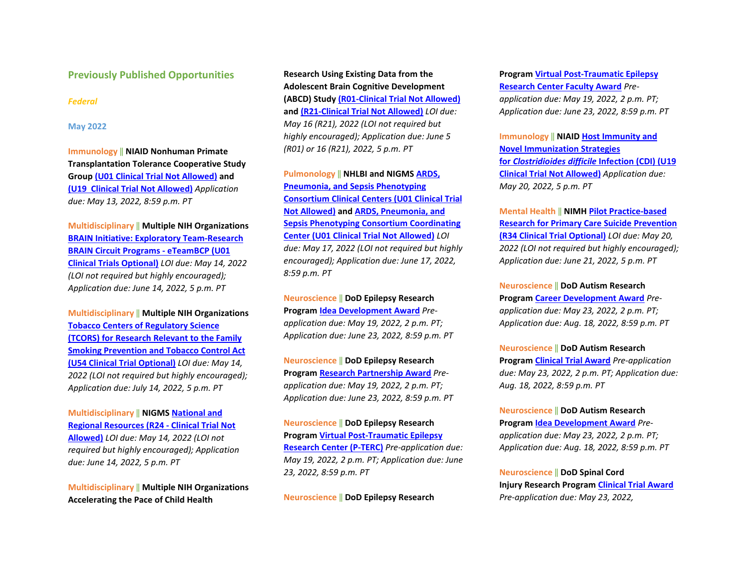## Previously Published Opportunities

*Federal*

### May 2022

Immunology || **NIAID Nonhuman Primate Transplantation Tolerance Cooperative Study Group** **(U01 Clinical Trial Not Allowed)** **and** **(U19 Clinical Trial Not Allowed)** *Application due: May 13, 2022, 8:59 p.m. PT*

Multidisciplinary || **Multiple NIH Organizations** **BRAIN Initiative: Exploratory Team-Research BRAIN Circuit Programs - eTeamBCP (U01 Clinical Trials Optional)** *LOI due: May 14, 2022 (LOI not required but highly encouraged); Application due: June 14, 2022, 5 p.m. PT*

Multidisciplinary || **Multiple NIH Organizations** **Tobacco Centers of Regulatory Science (TCORS) for Research Relevant to the Family Smoking Prevention and Tobacco Control Act (U54 Clinical Trial Optional)** *LOI due: May 14, 2022 (LOI not required but highly encouraged); Application due: July 14, 2022, 5 p.m. PT*

Multidisciplinary || **NIGMS** **National and Regional Resources (R24 - Clinical Trial Not Allowed)** *LOI due: May 14, 2022 (LOI not required but highly encouraged); Application due: June 14, 2022, 5 p.m. PT*

Multidisciplinary || **Multiple NIH Organizations Accelerating the Pace of Child Health Research Using Existing Data from the Adolescent Brain Cognitive Development (ABCD) Study** **(R01-Clinical Trial Not Allowed)** **and** **(R21-Clinical Trial Not Allowed)** *LOI due: May 16 (R21), 2022 (LOI not required but highly encouraged); Application due: June 5 (R01) or 16 (R21), 2022, 5 p.m. PT*

Pulmonology || **NHLBI and NIGMS** **ARDS, Pneumonia, and Sepsis Phenotyping Consortium Clinical Centers (U01 Clinical Trial Not Allowed)** **and** **ARDS, Pneumonia, and Sepsis Phenotyping Consortium Coordinating Center (U01 Clinical Trial Not Allowed)** *LOI due: May 17, 2022 (LOI not required but highly encouraged); Application due: June 17, 2022, 8:59 p.m. PT*

Neuroscience || **DoD Epilepsy Research Program** **Idea Development Award** *Pre-application due: May 19, 2022, 2 p.m. PT; Application due: June 23, 2022, 8:59 p.m. PT*

Neuroscience || **DoD Epilepsy Research Program** **Research Partnership Award** *Pre-application due: May 19, 2022, 2 p.m. PT; Application due: June 23, 2022, 8:59 p.m. PT*

Neuroscience || **DoD Epilepsy Research Program** **Virtual Post-Traumatic Epilepsy Research Center (P-TERC)** *Pre-application due: May 19, 2022, 2 p.m. PT; Application due: June 23, 2022, 8:59 p.m. PT*

Neuroscience || **DoD Epilepsy Research Program** **Virtual Post-Traumatic Epilepsy Research Center Faculty Award** *Pre-application due: May 19, 2022, 2 p.m. PT; Application due: June 23, 2022, 8:59 p.m. PT*

Immunology || **NIAID** **Host Immunity and Novel Immunization Strategies for *Clostridioides difficile* Infection (CDI) (U19 Clinical Trial Not Allowed)** *Application due: May 20, 2022, 5 p.m. PT*

Mental Health || **NIMH** **Pilot Practice-based Research for Primary Care Suicide Prevention (R34 Clinical Trial Optional)** *LOI due: May 20, 2022 (LOI not required but highly encouraged); Application due: June 21, 2022, 5 p.m. PT*

Neuroscience || **DoD Autism Research Program** **Career Development Award** *Pre-application due: May 23, 2022, 2 p.m. PT; Application due: Aug. 18, 2022, 8:59 p.m. PT*

Neuroscience || **DoD Autism Research Program** **Clinical Trial Award** *Pre-application due: May 23, 2022, 2 p.m. PT; Application due: Aug. 18, 2022, 8:59 p.m. PT*

Neuroscience || **DoD Autism Research Program** **Idea Development Award** *Pre-application due: May 23, 2022, 2 p.m. PT; Application due: Aug. 18, 2022, 8:59 p.m. PT*

Neuroscience || **DoD Spinal Cord Injury Research Program** **Clinical Trial Award** *Pre-application due: May 23, 2022,*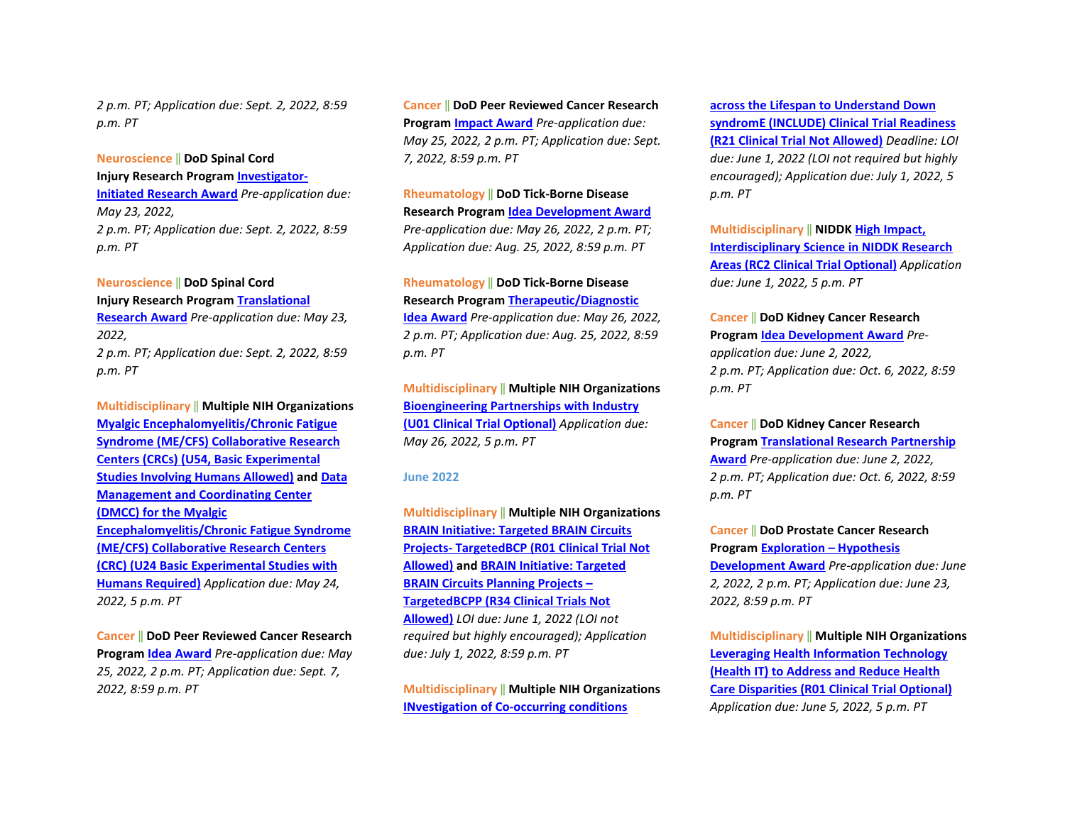2 p.m. PT; Application due: Sept. 2, 2022, 8:59 p.m. PT

Neuroscience || **DoD Spinal Cord Injury Research Program** **Investigator-Initiated Research Award** *Pre-application due: May 23, 2022, 2 p.m. PT; Application due: Sept. 2, 2022, 8:59 p.m. PT*

Neuroscience || **DoD Spinal Cord Injury Research Program** **Translational Research Award** *Pre-application due: May 23, 2022, 2 p.m. PT; Application due: Sept. 2, 2022, 8:59 p.m. PT*

Multidisciplinary || **Multiple NIH Organizations** **Myalgic Encephalomyelitis/Chronic Fatigue Syndrome (ME/CFS) Collaborative Research Centers (CRCs) (U54, Basic Experimental Studies Involving Humans Allowed)** **and** **Data Management and Coordinating Center (DMCC) for the Myalgic Encephalomyelitis/Chronic Fatigue Syndrome (ME/CFS) Collaborative Research Centers (CRC) (U24 Basic Experimental Studies with Humans Required)** *Application due: May 24, 2022, 5 p.m. PT*

Cancer || **DoD Peer Reviewed Cancer Research Program** **Idea Award** *Pre-application due: May 25, 2022, 2 p.m. PT; Application due: Sept. 7, 2022, 8:59 p.m. PT*

Cancer || **DoD Peer Reviewed Cancer Research Program** **Impact Award** *Pre-application due: May 25, 2022, 2 p.m. PT; Application due: Sept. 7, 2022, 8:59 p.m. PT*

Rheumatology || **DoD Tick-Borne Disease Research Program** **Idea Development Award** *Pre-application due: May 26, 2022, 2 p.m. PT; Application due: Aug. 25, 2022, 8:59 p.m. PT*

Rheumatology || **DoD Tick-Borne Disease Research Program** **Therapeutic/Diagnostic Idea Award** *Pre-application due: May 26, 2022, 2 p.m. PT; Application due: Aug. 25, 2022, 8:59 p.m. PT*

Multidisciplinary || **Multiple NIH Organizations** **Bioengineering Partnerships with Industry (U01 Clinical Trial Optional)** *Application due: May 26, 2022, 5 p.m. PT*

## June 2022

Multidisciplinary || **Multiple NIH Organizations** **BRAIN Initiative: Targeted BRAIN Circuits Projects- TargetedBCP (R01 Clinical Trial Not Allowed)** **and** **BRAIN Initiative: Targeted BRAIN Circuits Planning Projects – TargetedBCPP (R34 Clinical Trials Not Allowed)** *LOI due: June 1, 2022 (LOI not required but highly encouraged); Application due: July 1, 2022, 8:59 p.m. PT*

Multidisciplinary || **Multiple NIH Organizations** **INvestigation of Co-occurring conditions across the Lifespan to Understand Down syndromE (INCLUDE) Clinical Trial Readiness (R21 Clinical Trial Not Allowed)** *Deadline: LOI due: June 1, 2022 (LOI not required but highly encouraged); Application due: July 1, 2022, 5 p.m. PT*

Multidisciplinary || **NIDDK** **High Impact, Interdisciplinary Science in NIDDK Research Areas (RC2 Clinical Trial Optional)** *Application due: June 1, 2022, 5 p.m. PT*

Cancer || **DoD Kidney Cancer Research Program** **Idea Development Award** *Pre-application due: June 2, 2022, 2 p.m. PT; Application due: Oct. 6, 2022, 8:59 p.m. PT*

Cancer || **DoD Kidney Cancer Research Program** **Translational Research Partnership Award** *Pre-application due: June 2, 2022, 2 p.m. PT; Application due: Oct. 6, 2022, 8:59 p.m. PT*

Cancer || **DoD Prostate Cancer Research Program** **Exploration – Hypothesis Development Award** *Pre-application due: June 2, 2022, 2 p.m. PT; Application due: June 23, 2022, 8:59 p.m. PT*

Multidisciplinary || **Multiple NIH Organizations** **Leveraging Health Information Technology (Health IT) to Address and Reduce Health Care Disparities (R01 Clinical Trial Optional)** *Application due: June 5, 2022, 5 p.m. PT*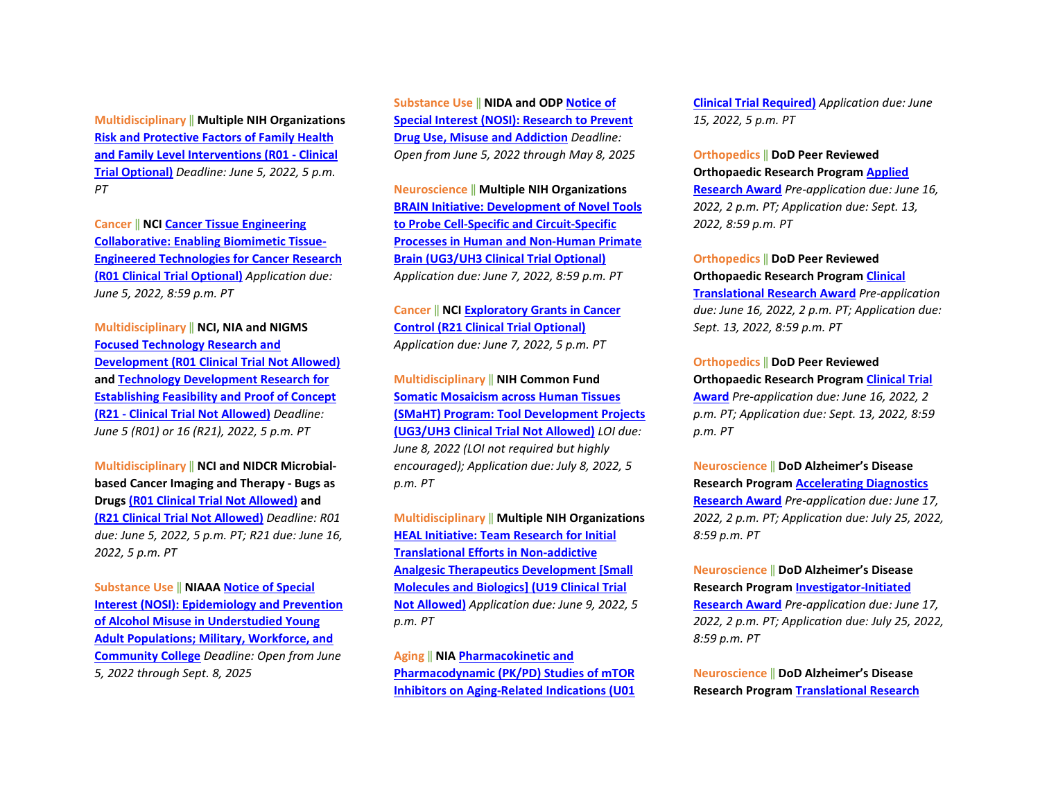**Multidisciplinary** || **Multiple NIH Organizations** Risk and Protective Factors of Family Health and Family Level Interventions (R01 - Clinical Trial Optional) *Deadline: June 5, 2022, 5 p.m. PT*

**Cancer** || **NCI** Cancer Tissue Engineering Collaborative: Enabling Biomimetic Tissue-Engineered Technologies for Cancer Research (R01 Clinical Trial Optional) *Application due: June 5, 2022, 8:59 p.m. PT*

**Multidisciplinary** || **NCI, NIA and NIGMS** Focused Technology Research and Development (R01 Clinical Trial Not Allowed) **and** Technology Development Research for Establishing Feasibility and Proof of Concept (R21 - Clinical Trial Not Allowed) *Deadline: June 5 (R01) or 16 (R21), 2022, 5 p.m. PT*

**Multidisciplinary** || **NCI and NIDCR Microbial-based Cancer Imaging and Therapy - Bugs as Drugs** (R01 Clinical Trial Not Allowed) **and** (R21 Clinical Trial Not Allowed) *Deadline: R01 due: June 5, 2022, 5 p.m. PT; R21 due: June 16, 2022, 5 p.m. PT*

**Substance Use** || **NIAAA** Notice of Special Interest (NOSI): Epidemiology and Prevention of Alcohol Misuse in Understudied Young Adult Populations; Military, Workforce, and Community College *Deadline: Open from June 5, 2022 through Sept. 8, 2025*

**Substance Use** || **NIDA and ODP** Notice of Special Interest (NOSI): Research to Prevent Drug Use, Misuse and Addiction *Deadline: Open from June 5, 2022 through May 8, 2025*

**Neuroscience** || **Multiple NIH Organizations** BRAIN Initiative: Development of Novel Tools to Probe Cell-Specific and Circuit-Specific Processes in Human and Non-Human Primate Brain (UG3/UH3 Clinical Trial Optional) *Application due: June 7, 2022, 8:59 p.m. PT*

**Cancer** || **NCI** Exploratory Grants in Cancer Control (R21 Clinical Trial Optional) *Application due: June 7, 2022, 5 p.m. PT*

**Multidisciplinary** || **NIH Common Fund** Somatic Mosaicism across Human Tissues (SMaHT) Program: Tool Development Projects (UG3/UH3 Clinical Trial Not Allowed) *LOI due: June 8, 2022 (LOI not required but highly encouraged); Application due: July 8, 2022, 5 p.m. PT*

**Multidisciplinary** || **Multiple NIH Organizations** HEAL Initiative: Team Research for Initial Translational Efforts in Non-addictive Analgesic Therapeutics Development [Small Molecules and Biologics] (U19 Clinical Trial Not Allowed) *Application due: June 9, 2022, 5 p.m. PT*

**Aging** || **NIA** Pharmacokinetic and Pharmacodynamic (PK/PD) Studies of mTOR Inhibitors on Aging-Related Indications (U01 Clinical Trial Required) *Application due: June 15, 2022, 5 p.m. PT*

**Orthopedics** || **DoD Peer Reviewed Orthopaedic Research Program** Applied Research Award *Pre-application due: June 16, 2022, 2 p.m. PT; Application due: Sept. 13, 2022, 8:59 p.m. PT*

**Orthopedics** || **DoD Peer Reviewed Orthopaedic Research Program** Clinical Translational Research Award *Pre-application due: June 16, 2022, 2 p.m. PT; Application due: Sept. 13, 2022, 8:59 p.m. PT*

**Orthopedics** || **DoD Peer Reviewed Orthopaedic Research Program** Clinical Trial Award *Pre-application due: June 16, 2022, 2 p.m. PT; Application due: Sept. 13, 2022, 8:59 p.m. PT*

**Neuroscience** || **DoD Alzheimer's Disease Research Program** Accelerating Diagnostics Research Award *Pre-application due: June 17, 2022, 2 p.m. PT; Application due: July 25, 2022, 8:59 p.m. PT*

**Neuroscience** || **DoD Alzheimer's Disease Research Program** Investigator-Initiated Research Award *Pre-application due: June 17, 2022, 2 p.m. PT; Application due: July 25, 2022, 8:59 p.m. PT*

**Neuroscience** || **DoD Alzheimer's Disease Research Program** Translational Research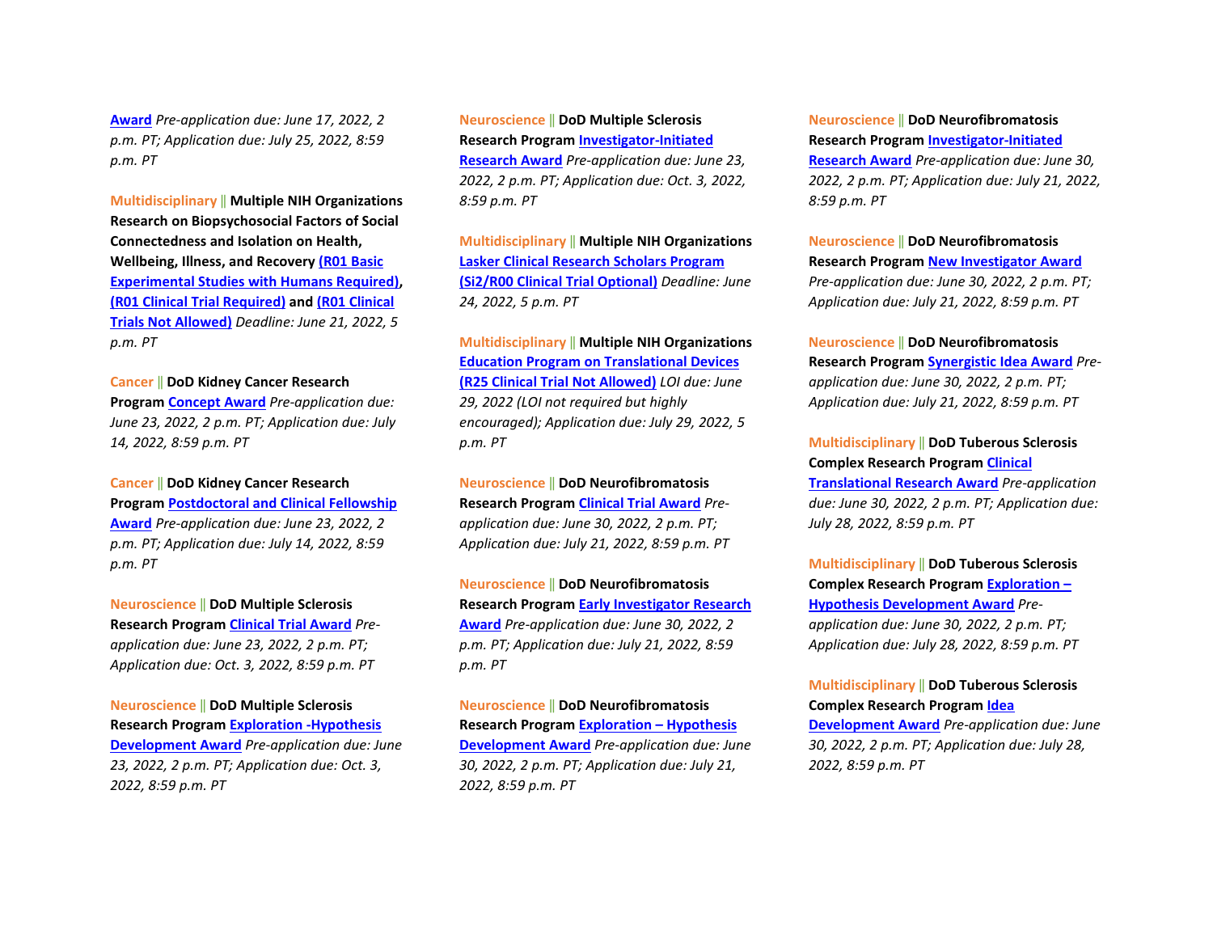Award *Pre-application due: June 17, 2022, 2 p.m. PT; Application due: July 25, 2022, 8:59 p.m. PT*

Multidisciplinary || **Multiple NIH Organizations Research on Biopsychosocial Factors of Social Connectedness and Isolation on Health, Wellbeing, Illness, and Recovery** **(R01 Basic Experimental Studies with Humans Required)**, **(R01 Clinical Trial Required)** **and** **(R01 Clinical Trials Not Allowed)** *Deadline: June 21, 2022, 5 p.m. PT*

Cancer || **DoD Kidney Cancer Research Program** **Concept Award** *Pre-application due: June 23, 2022, 2 p.m. PT; Application due: July 14, 2022, 8:59 p.m. PT*

Cancer || **DoD Kidney Cancer Research Program** **Postdoctoral and Clinical Fellowship Award** *Pre-application due: June 23, 2022, 2 p.m. PT; Application due: July 14, 2022, 8:59 p.m. PT*

Neuroscience || **DoD Multiple Sclerosis Research Program** **Clinical Trial Award** *Pre-application due: June 23, 2022, 2 p.m. PT; Application due: Oct. 3, 2022, 8:59 p.m. PT*

Neuroscience || **DoD Multiple Sclerosis Research Program** **Exploration -Hypothesis Development Award** *Pre-application due: June 23, 2022, 2 p.m. PT; Application due: Oct. 3, 2022, 8:59 p.m. PT*

Neuroscience || **DoD Multiple Sclerosis Research Program** **Investigator-Initiated Research Award** *Pre-application due: June 23, 2022, 2 p.m. PT; Application due: Oct. 3, 2022, 8:59 p.m. PT*

Multidisciplinary || **Multiple NIH Organizations** **Lasker Clinical Research Scholars Program (Si2/R00 Clinical Trial Optional)** *Deadline: June 24, 2022, 5 p.m. PT*

Multidisciplinary || **Multiple NIH Organizations** **Education Program on Translational Devices (R25 Clinical Trial Not Allowed)** *LOI due: June 29, 2022 (LOI not required but highly encouraged); Application due: July 29, 2022, 5 p.m. PT*

Neuroscience || **DoD Neurofibromatosis Research Program** **Clinical Trial Award** *Pre-application due: June 30, 2022, 2 p.m. PT; Application due: July 21, 2022, 8:59 p.m. PT*

Neuroscience || **DoD Neurofibromatosis Research Program** **Early Investigator Research Award** *Pre-application due: June 30, 2022, 2 p.m. PT; Application due: July 21, 2022, 8:59 p.m. PT*

Neuroscience || **DoD Neurofibromatosis Research Program** **Exploration – Hypothesis Development Award** *Pre-application due: June 30, 2022, 2 p.m. PT; Application due: July 21, 2022, 8:59 p.m. PT*

Neuroscience || **DoD Neurofibromatosis Research Program** **Investigator-Initiated Research Award** *Pre-application due: June 30, 2022, 2 p.m. PT; Application due: July 21, 2022, 8:59 p.m. PT*

Neuroscience || **DoD Neurofibromatosis Research Program** **New Investigator Award** *Pre-application due: June 30, 2022, 2 p.m. PT; Application due: July 21, 2022, 8:59 p.m. PT*

Neuroscience || **DoD Neurofibromatosis Research Program** **Synergistic Idea Award** *Pre-application due: June 30, 2022, 2 p.m. PT; Application due: July 21, 2022, 8:59 p.m. PT*

Multidisciplinary || **DoD Tuberous Sclerosis Complex Research Program** **Clinical Translational Research Award** *Pre-application due: June 30, 2022, 2 p.m. PT; Application due: July 28, 2022, 8:59 p.m. PT*

Multidisciplinary || **DoD Tuberous Sclerosis Complex Research Program** **Exploration – Hypothesis Development Award** *Pre-application due: June 30, 2022, 2 p.m. PT; Application due: July 28, 2022, 8:59 p.m. PT*

Multidisciplinary || **DoD Tuberous Sclerosis Complex Research Program** **Idea Development Award** *Pre-application due: June 30, 2022, 2 p.m. PT; Application due: July 28, 2022, 8:59 p.m. PT*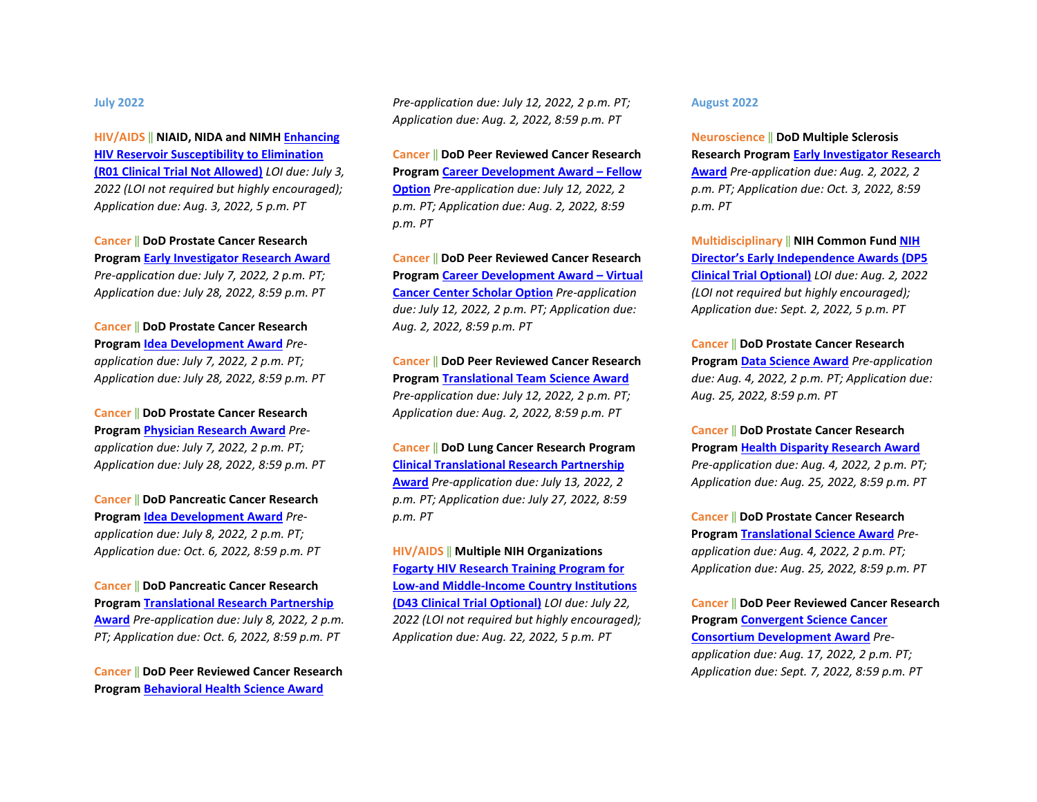## July 2022

HIV/AIDS || **NIAID, NIDA and NIMH** Enhancing HIV Reservoir Susceptibility to Elimination (R01 Clinical Trial Not Allowed) *LOI due: July 3, 2022 (LOI not required but highly encouraged); Application due: Aug. 3, 2022, 5 p.m. PT*

Cancer || **DoD Prostate Cancer Research Program** Early Investigator Research Award *Pre-application due: July 7, 2022, 2 p.m. PT; Application due: July 28, 2022, 8:59 p.m. PT*

Cancer || **DoD Prostate Cancer Research Program** Idea Development Award *Pre-application due: July 7, 2022, 2 p.m. PT; Application due: July 28, 2022, 8:59 p.m. PT*

Cancer || **DoD Prostate Cancer Research Program** Physician Research Award *Pre-application due: July 7, 2022, 2 p.m. PT; Application due: July 28, 2022, 8:59 p.m. PT*

Cancer || **DoD Pancreatic Cancer Research Program** Idea Development Award *Pre-application due: July 8, 2022, 2 p.m. PT; Application due: Oct. 6, 2022, 8:59 p.m. PT*

Cancer || **DoD Pancreatic Cancer Research Program** Translational Research Partnership Award *Pre-application due: July 8, 2022, 2 p.m. PT; Application due: Oct. 6, 2022, 8:59 p.m. PT*

Cancer || **DoD Peer Reviewed Cancer Research Program** Behavioral Health Science Award *Pre-application due: July 12, 2022, 2 p.m. PT; Application due: Aug. 2, 2022, 8:59 p.m. PT*

Cancer || **DoD Peer Reviewed Cancer Research Program** Career Development Award – Fellow Option *Pre-application due: July 12, 2022, 2 p.m. PT; Application due: Aug. 2, 2022, 8:59 p.m. PT*

Cancer || **DoD Peer Reviewed Cancer Research Program** Career Development Award – Virtual Cancer Center Scholar Option *Pre-application due: July 12, 2022, 2 p.m. PT; Application due: Aug. 2, 2022, 8:59 p.m. PT*

Cancer || **DoD Peer Reviewed Cancer Research Program** Translational Team Science Award *Pre-application due: July 12, 2022, 2 p.m. PT; Application due: Aug. 2, 2022, 8:59 p.m. PT*

Cancer || **DoD Lung Cancer Research Program** Clinical Translational Research Partnership Award *Pre-application due: July 13, 2022, 2 p.m. PT; Application due: July 27, 2022, 8:59 p.m. PT*

HIV/AIDS || **Multiple NIH Organizations** Fogarty HIV Research Training Program for Low-and Middle-Income Country Institutions (D43 Clinical Trial Optional) *LOI due: July 22, 2022 (LOI not required but highly encouraged); Application due: Aug. 22, 2022, 5 p.m. PT*

## August 2022

Neuroscience || **DoD Multiple Sclerosis Research Program** Early Investigator Research Award *Pre-application due: Aug. 2, 2022, 2 p.m. PT; Application due: Oct. 3, 2022, 8:59 p.m. PT*

Multidisciplinary || **NIH Common Fund** NIH Director's Early Independence Awards (DP5 Clinical Trial Optional) *LOI due: Aug. 2, 2022 (LOI not required but highly encouraged); Application due: Sept. 2, 2022, 5 p.m. PT*

Cancer || **DoD Prostate Cancer Research Program** Data Science Award *Pre-application due: Aug. 4, 2022, 2 p.m. PT; Application due: Aug. 25, 2022, 8:59 p.m. PT*

Cancer || **DoD Prostate Cancer Research Program** Health Disparity Research Award *Pre-application due: Aug. 4, 2022, 2 p.m. PT; Application due: Aug. 25, 2022, 8:59 p.m. PT*

Cancer || **DoD Prostate Cancer Research Program** Translational Science Award *Pre-application due: Aug. 4, 2022, 2 p.m. PT; Application due: Aug. 25, 2022, 8:59 p.m. PT*

Cancer || **DoD Peer Reviewed Cancer Research Program** Convergent Science Cancer Consortium Development Award *Pre-application due: Aug. 17, 2022, 2 p.m. PT; Application due: Sept. 7, 2022, 8:59 p.m. PT*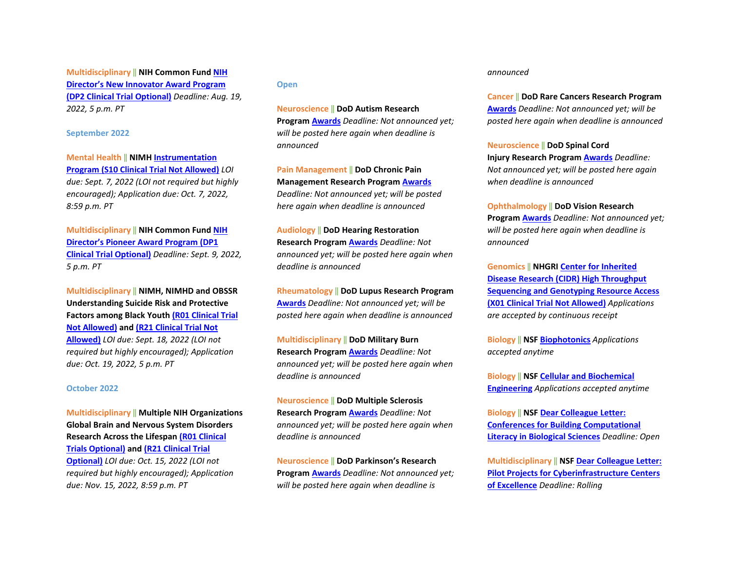**Multidisciplinary** || **NIH Common Fund** **NIH Director's New Innovator Award Program (DP2 Clinical Trial Optional)** *Deadline: Aug. 19, 2022, 5 p.m. PT*

### September 2022

**Mental Health** || **NIMH** **Instrumentation Program (S10 Clinical Trial Not Allowed)** *LOI due: Sept. 7, 2022 (LOI not required but highly encouraged); Application due: Oct. 7, 2022, 8:59 p.m. PT*

**Multidisciplinary** || **NIH Common Fund** **NIH Director's Pioneer Award Program (DP1 Clinical Trial Optional)** *Deadline: Sept. 9, 2022, 5 p.m. PT*

**Multidisciplinary** || **NIMH, NIMHD and OBSSR Understanding Suicide Risk and Protective Factors among Black Youth** **(R01 Clinical Trial Not Allowed)** **and** **(R21 Clinical Trial Not Allowed)** *LOI due: Sept. 18, 2022 (LOI not required but highly encouraged); Application due: Oct. 19, 2022, 5 p.m. PT*

### October 2022

**Multidisciplinary** || **Multiple NIH Organizations Global Brain and Nervous System Disorders Research Across the Lifespan** **(R01 Clinical Trials Optional)** **and** **(R21 Clinical Trial Optional)** *LOI due: Oct. 15, 2022 (LOI not required but highly encouraged); Application due: Nov. 15, 2022, 8:59 p.m. PT*

### Open

**Neuroscience** || **DoD Autism Research Program** **Awards** *Deadline: Not announced yet; will be posted here again when deadline is announced*

**Pain Management** || **DoD Chronic Pain Management Research Program** **Awards** *Deadline: Not announced yet; will be posted here again when deadline is announced*

**Audiology** || **DoD Hearing Restoration Research Program** **Awards** *Deadline: Not announced yet; will be posted here again when deadline is announced*

**Rheumatology** || **DoD Lupus Research Program** **Awards** *Deadline: Not announced yet; will be posted here again when deadline is announced*

**Multidisciplinary** || **DoD Military Burn Research Program** **Awards** *Deadline: Not announced yet; will be posted here again when deadline is announced*

**Neuroscience** || **DoD Multiple Sclerosis Research Program** **Awards** *Deadline: Not announced yet; will be posted here again when deadline is announced*

**Neuroscience** || **DoD Parkinson's Research Program** **Awards** *Deadline: Not announced yet; will be posted here again when deadline is announced*

**Cancer** || **DoD Rare Cancers Research Program** **Awards** *Deadline: Not announced yet; will be posted here again when deadline is announced*

**Neuroscience** || **DoD Spinal Cord Injury Research Program** **Awards** *Deadline: Not announced yet; will be posted here again when deadline is announced*

**Ophthalmology** || **DoD Vision Research Program** **Awards** *Deadline: Not announced yet; will be posted here again when deadline is announced*

**Genomics** || **NHGRI** **Center for Inherited Disease Research (CIDR) High Throughput Sequencing and Genotyping Resource Access (X01 Clinical Trial Not Allowed)** *Applications are accepted by continuous receipt*

**Biology** || **NSF** **Biophotonics** *Applications accepted anytime*

**Biology** || **NSF** **Cellular and Biochemical Engineering** *Applications accepted anytime*

**Biology** || **NSF** **Dear Colleague Letter: Conferences for Building Computational Literacy in Biological Sciences** *Deadline: Open*

**Multidisciplinary** || **NSF** **Dear Colleague Letter: Pilot Projects for Cyberinfrastructure Centers of Excellence** *Deadline: Rolling*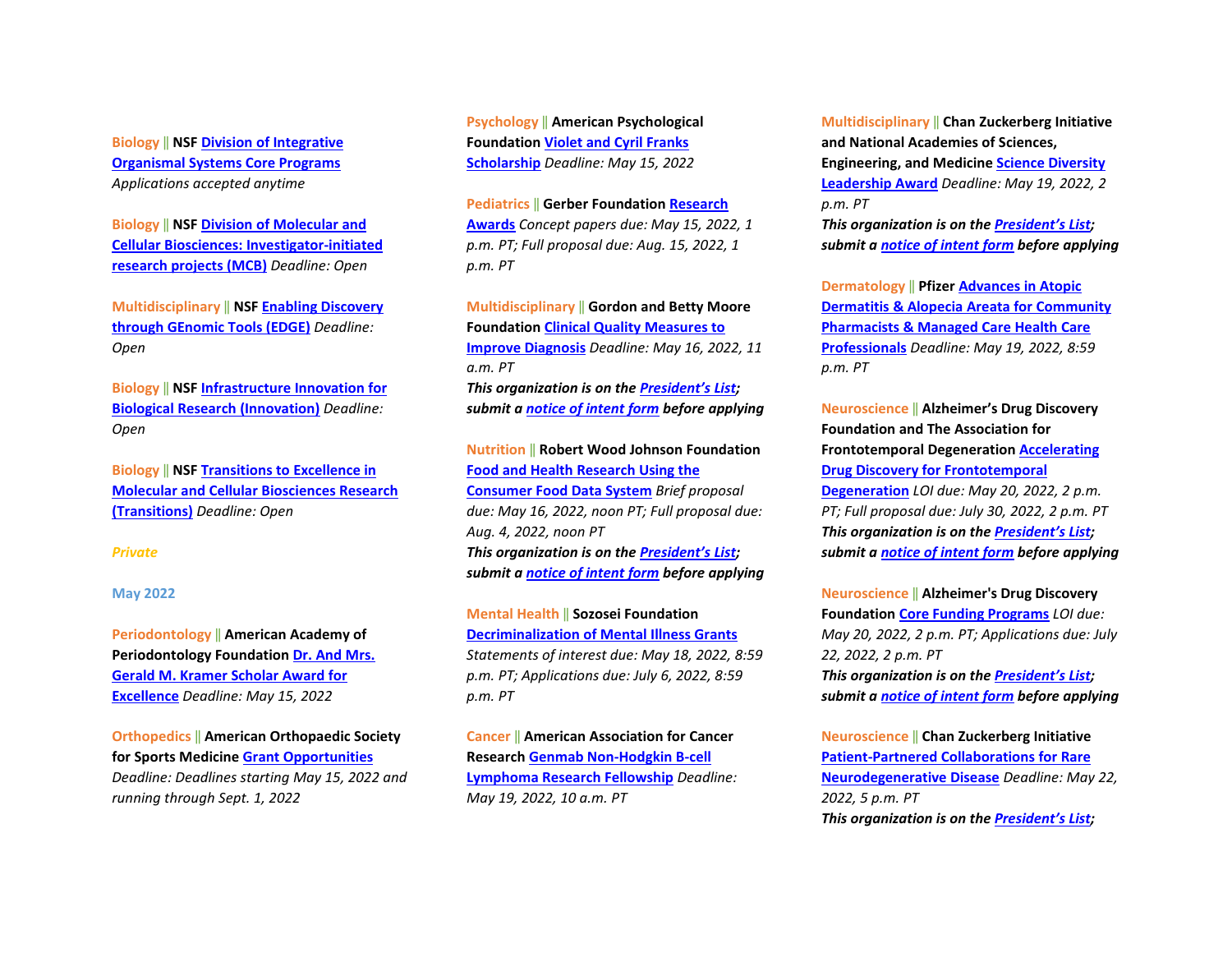**Biology** || **NSF** [Division of Integrative Organismal Systems Core Programs]
*Applications accepted anytime*

**Biology** || **NSF** [Division of Molecular and Cellular Biosciences: Investigator-initiated research projects (MCB)] *Deadline: Open*

**Multidisciplinary** || **NSF** [Enabling Discovery through GEnomic Tools (EDGE)] *Deadline: Open*

**Biology** || **NSF** [Infrastructure Innovation for Biological Research (Innovation)] *Deadline: Open*

**Biology** || **NSF** [Transitions to Excellence in Molecular and Cellular Biosciences Research (Transitions)] *Deadline: Open*

***Private***

**May 2022**

**Periodontology** || **American Academy of Periodontology Foundation** [Dr. And Mrs. Gerald M. Kramer Scholar Award for Excellence] *Deadline: May 15, 2022*

**Orthopedics** || **American Orthopaedic Society for Sports Medicine** [Grant Opportunities] *Deadline: Deadlines starting May 15, 2022 and running through Sept. 1, 2022*

**Psychology** || **American Psychological Foundation** [Violet and Cyril Franks Scholarship] *Deadline: May 15, 2022*

**Pediatrics** || **Gerber Foundation** [Research Awards] *Concept papers due: May 15, 2022, 1 p.m. PT; Full proposal due: Aug. 15, 2022, 1 p.m. PT*

**Multidisciplinary** || **Gordon and Betty Moore Foundation** [Clinical Quality Measures to Improve Diagnosis] *Deadline: May 16, 2022, 11 a.m. PT*
***This organization is on the [President's List]; submit a [notice of intent form] before applying***

**Nutrition** || **Robert Wood Johnson Foundation** [Food and Health Research Using the Consumer Food Data System] *Brief proposal due: May 16, 2022, noon PT; Full proposal due: Aug. 4, 2022, noon PT*
***This organization is on the [President's List]; submit a [notice of intent form] before applying***

**Mental Health** || **Sozosei Foundation** [Decriminalization of Mental Illness Grants] *Statements of interest due: May 18, 2022, 8:59 p.m. PT; Applications due: July 6, 2022, 8:59 p.m. PT*

**Cancer** || **American Association for Cancer Research** [Genmab Non-Hodgkin B-cell Lymphoma Research Fellowship] *Deadline: May 19, 2022, 10 a.m. PT*

**Multidisciplinary** || **Chan Zuckerberg Initiative and National Academies of Sciences, Engineering, and Medicine** [Science Diversity Leadership Award] *Deadline: May 19, 2022, 2 p.m. PT*
***This organization is on the [President's List]; submit a [notice of intent form] before applying***

**Dermatology** || **Pfizer** [Advances in Atopic Dermatitis & Alopecia Areata for Community Pharmacists & Managed Care Health Care Professionals] *Deadline: May 19, 2022, 8:59 p.m. PT*

**Neuroscience** || **Alzheimer's Drug Discovery Foundation and The Association for Frontotemporal Degeneration** [Accelerating Drug Discovery for Frontotemporal Degeneration] *LOI due: May 20, 2022, 2 p.m. PT; Full proposal due: July 30, 2022, 2 p.m. PT*
***This organization is on the [President's List]; submit a [notice of intent form] before applying***

**Neuroscience** || **Alzheimer's Drug Discovery Foundation** [Core Funding Programs] *LOI due: May 20, 2022, 2 p.m. PT; Applications due: July 22, 2022, 2 p.m. PT*
***This organization is on the [President's List]; submit a [notice of intent form] before applying***

**Neuroscience** || **Chan Zuckerberg Initiative** [Patient-Partnered Collaborations for Rare Neurodegenerative Disease] *Deadline: May 22, 2022, 5 p.m. PT*
***This organization is on the [President's List];***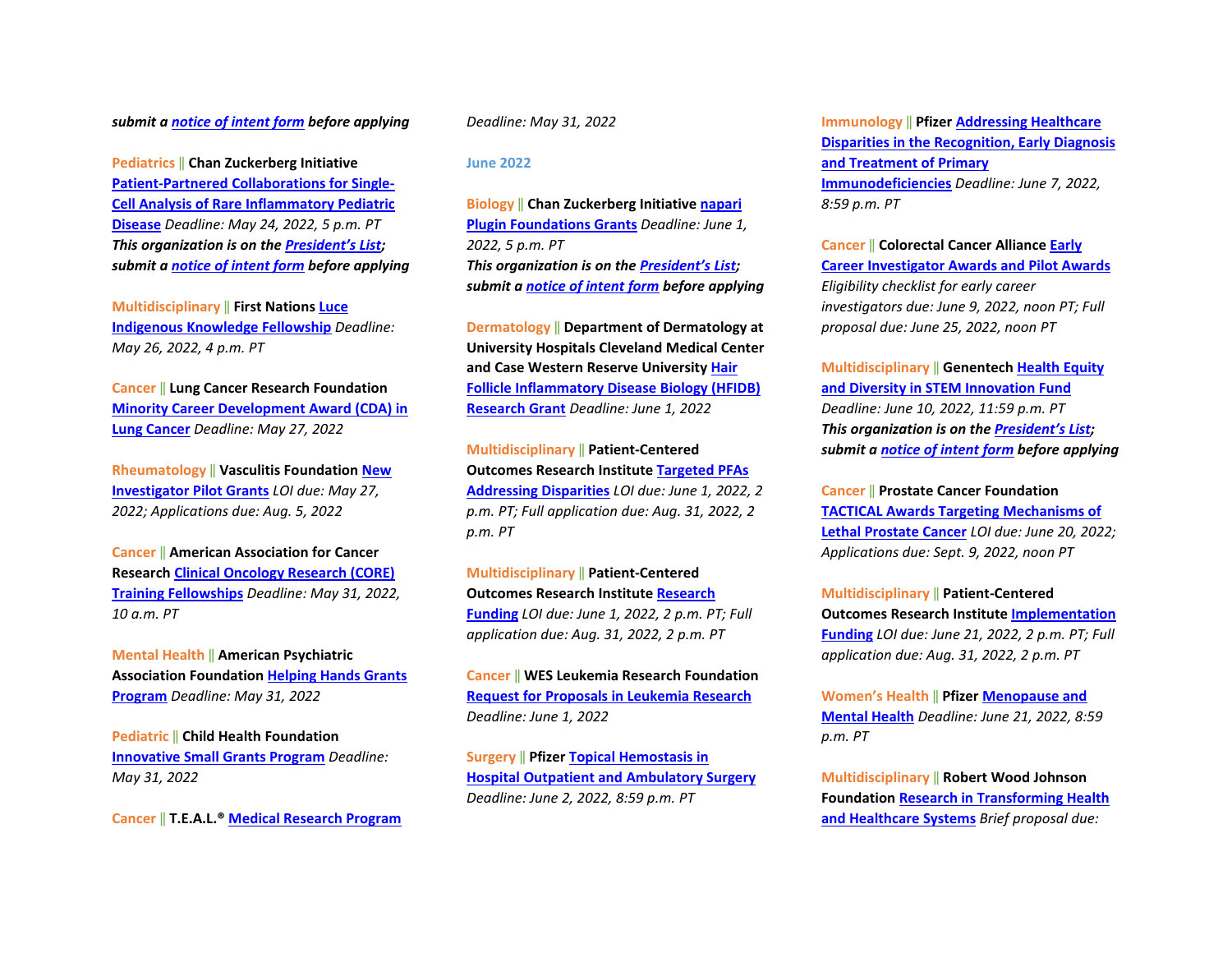***submit a notice of intent form before applying***

Pediatrics || **Chan Zuckerberg Initiative** Patient-Partnered Collaborations for Single-Cell Analysis of Rare Inflammatory Pediatric Disease *Deadline: May 24, 2022, 5 p.m. PT*
***This organization is on the President's List; submit a notice of intent form before applying***

Multidisciplinary || **First Nations** Luce Indigenous Knowledge Fellowship *Deadline: May 26, 2022, 4 p.m. PT*

Cancer || **Lung Cancer Research Foundation** Minority Career Development Award (CDA) in Lung Cancer *Deadline: May 27, 2022*

Rheumatology || **Vasculitis Foundation** New Investigator Pilot Grants *LOI due: May 27, 2022; Applications due: Aug. 5, 2022*

Cancer || **American Association for Cancer Research** Clinical Oncology Research (CORE) Training Fellowships *Deadline: May 31, 2022, 10 a.m. PT*

Mental Health || **American Psychiatric Association Foundation** Helping Hands Grants Program *Deadline: May 31, 2022*

Pediatric || **Child Health Foundation** Innovative Small Grants Program *Deadline: May 31, 2022*

Cancer || **T.E.A.L.®** Medical Research Program *Deadline: May 31, 2022*

## June 2022

Biology || **Chan Zuckerberg Initiative** napari Plugin Foundations Grants *Deadline: June 1, 2022, 5 p.m. PT*
***This organization is on the President's List; submit a notice of intent form before applying***

Dermatology || **Department of Dermatology at University Hospitals Cleveland Medical Center and Case Western Reserve University** Hair Follicle Inflammatory Disease Biology (HFIDB) Research Grant *Deadline: June 1, 2022*

Multidisciplinary || **Patient-Centered Outcomes Research Institute** Targeted PFAs Addressing Disparities *LOI due: June 1, 2022, 2 p.m. PT; Full application due: Aug. 31, 2022, 2 p.m. PT*

Multidisciplinary || **Patient-Centered Outcomes Research Institute** Research Funding *LOI due: June 1, 2022, 2 p.m. PT; Full application due: Aug. 31, 2022, 2 p.m. PT*

Cancer || **WES Leukemia Research Foundation** Request for Proposals in Leukemia Research *Deadline: June 1, 2022*

Surgery || **Pfizer** Topical Hemostasis in Hospital Outpatient and Ambulatory Surgery *Deadline: June 2, 2022, 8:59 p.m. PT*

Immunology || **Pfizer** Addressing Healthcare Disparities in the Recognition, Early Diagnosis and Treatment of Primary Immunodeficiencies *Deadline: June 7, 2022, 8:59 p.m. PT*

Cancer || **Colorectal Cancer Alliance** Early Career Investigator Awards and Pilot Awards *Eligibility checklist for early career investigators due: June 9, 2022, noon PT; Full proposal due: June 25, 2022, noon PT*

Multidisciplinary || **Genentech** Health Equity and Diversity in STEM Innovation Fund *Deadline: June 10, 2022, 11:59 p.m. PT*
***This organization is on the President's List; submit a notice of intent form before applying***

Cancer || **Prostate Cancer Foundation** TACTICAL Awards Targeting Mechanisms of Lethal Prostate Cancer *LOI due: June 20, 2022; Applications due: Sept. 9, 2022, noon PT*

Multidisciplinary || **Patient-Centered Outcomes Research Institute** Implementation Funding *LOI due: June 21, 2022, 2 p.m. PT; Full application due: Aug. 31, 2022, 2 p.m. PT*

Women's Health || **Pfizer** Menopause and Mental Health *Deadline: June 21, 2022, 8:59 p.m. PT*

Multidisciplinary || **Robert Wood Johnson Foundation** Research in Transforming Health and Healthcare Systems *Brief proposal due:*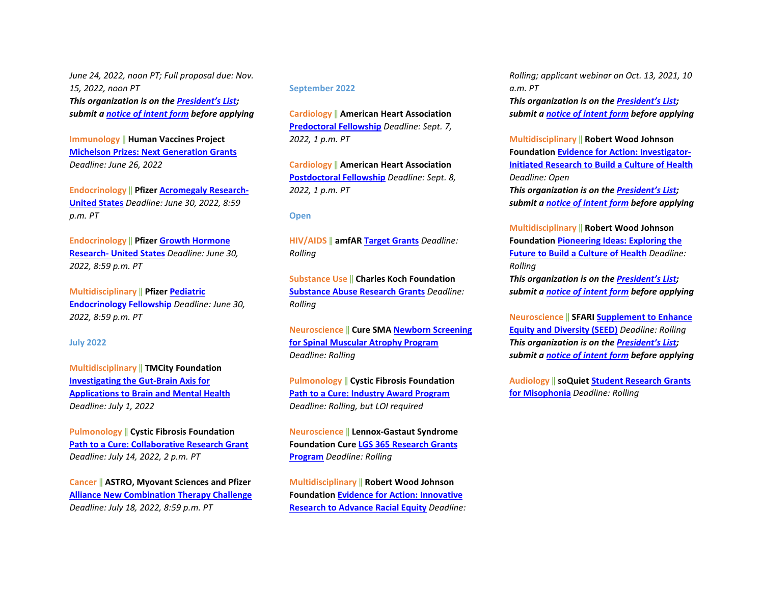*June 24, 2022, noon PT; Full proposal due: Nov. 15, 2022, noon PT*
***This organization is on the President's List; submit a notice of intent form before applying***

Immunology || **Human Vaccines Project** Michelson Prizes: Next Generation Grants *Deadline: June 26, 2022*

Endocrinology || **Pfizer** Acromegaly Research- United States *Deadline: June 30, 2022, 8:59 p.m. PT*

Endocrinology || **Pfizer** Growth Hormone Research- United States *Deadline: June 30, 2022, 8:59 p.m. PT*

Multidisciplinary || **Pfizer** Pediatric Endocrinology Fellowship *Deadline: June 30, 2022, 8:59 p.m. PT*

### July 2022

Multidisciplinary || **TMCity Foundation** Investigating the Gut-Brain Axis for Applications to Brain and Mental Health *Deadline: July 1, 2022*

Pulmonology || **Cystic Fibrosis Foundation** Path to a Cure: Collaborative Research Grant *Deadline: July 14, 2022, 2 p.m. PT*

Cancer || **ASTRO, Myovant Sciences and Pfizer** Alliance New Combination Therapy Challenge *Deadline: July 18, 2022, 8:59 p.m. PT*

### September 2022

Cardiology || **American Heart Association** Predoctoral Fellowship *Deadline: Sept. 7, 2022, 1 p.m. PT*

Cardiology || **American Heart Association** Postdoctoral Fellowship *Deadline: Sept. 8, 2022, 1 p.m. PT*

### Open

HIV/AIDS || **amfAR** Target Grants *Deadline: Rolling*

Substance Use || **Charles Koch Foundation** Substance Abuse Research Grants *Deadline: Rolling*

Neuroscience || **Cure SMA** Newborn Screening for Spinal Muscular Atrophy Program *Deadline: Rolling*

Pulmonology || **Cystic Fibrosis Foundation** Path to a Cure: Industry Award Program *Deadline: Rolling, but LOI required*

Neuroscience || **Lennox-Gastaut Syndrome Foundation Cure** LGS 365 Research Grants Program *Deadline: Rolling*

Multidisciplinary || **Robert Wood Johnson Foundation** Evidence for Action: Innovative Research to Advance Racial Equity *Deadline: Rolling; applicant webinar on Oct. 13, 2021, 10 a.m. PT*
***This organization is on the President's List; submit a notice of intent form before applying***

Multidisciplinary || **Robert Wood Johnson Foundation** Evidence for Action: Investigator-Initiated Research to Build a Culture of Health *Deadline: Open*
***This organization is on the President's List; submit a notice of intent form before applying***

Multidisciplinary || **Robert Wood Johnson Foundation** Pioneering Ideas: Exploring the Future to Build a Culture of Health *Deadline: Rolling*
***This organization is on the President's List; submit a notice of intent form before applying***

Neuroscience || **SFARI** Supplement to Enhance Equity and Diversity (SEED) *Deadline: Rolling*
***This organization is on the President's List; submit a notice of intent form before applying***

Audiology || **soQuiet** Student Research Grants for Misophonia *Deadline: Rolling*